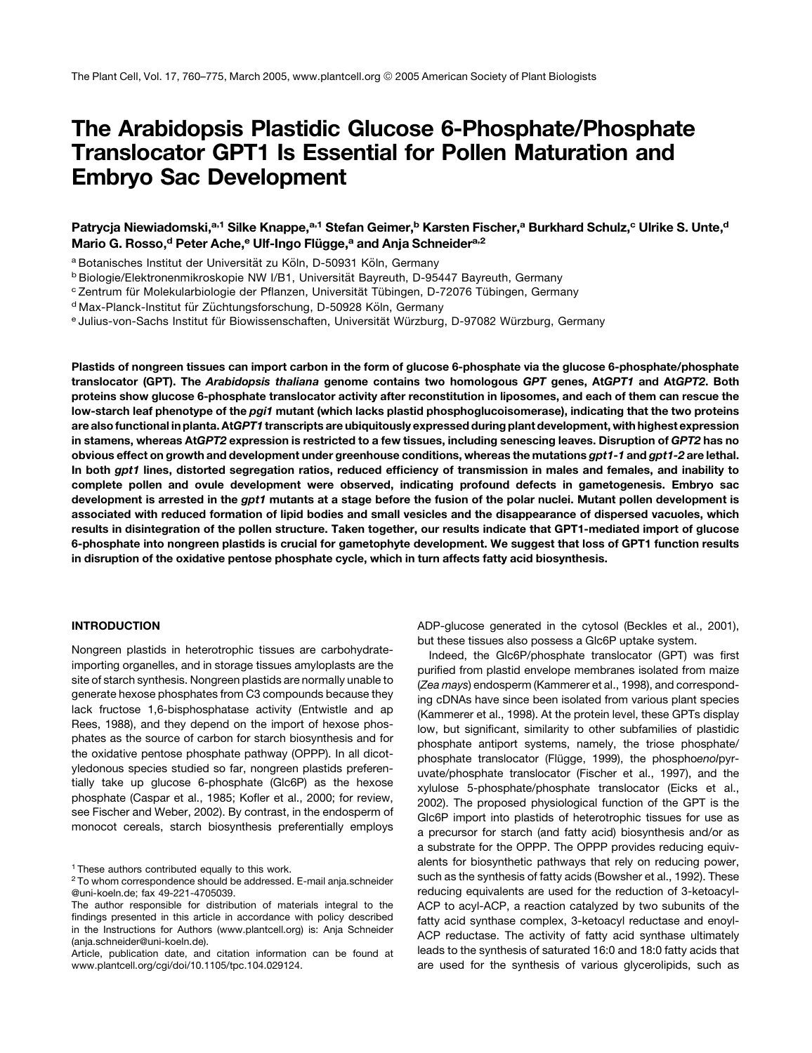# The Arabidopsis Plastidic Glucose 6-Phosphate/Phosphate Translocator GPT1 Is Essential for Pollen Maturation and Embryo Sac Development

**Patrycja Niewiadomski,[a,1] Silke Knappe,[a,1] Stefan Geimer,[b] Karsten Fischer,[a] Burkhard Schulz,[c] Ulrike S. Unte,[d] Mario G. Rosso,[d] Peter Ache,[e] Ulf-Ingo Flügge,[a] and Anja Schneider[a,2]**

[a] Botanisches Institut der Universität zu Köln, D-50931 Köln, Germany
[b] Biologie/Elektronenmikroskopie NW I/B1, Universität Bayreuth, D-95447 Bayreuth, Germany
[c] Zentrum für Molekularbiologie der Pflanzen, Universität Tübingen, D-72076 Tübingen, Germany
[d] Max-Planck-Institut für Züchtungsforschung, D-50928 Köln, Germany
[e] Julius-von-Sachs Institut für Biowissenschaften, Universität Würzburg, D-97082 Würzburg, Germany

**Plastids of nongreen tissues can import carbon in the form of glucose 6-phosphate via the glucose 6-phosphate/phosphate translocator (GPT). The *Arabidopsis thaliana* genome contains two homologous *GPT* genes, At*GPT1* and At*GPT2*. Both proteins show glucose 6-phosphate translocator activity after reconstitution in liposomes, and each of them can rescue the low-starch leaf phenotype of the *pgi1* mutant (which lacks plastid phosphoglucoisomerase), indicating that the two proteins are also functional in planta. At*GPT1* transcripts are ubiquitously expressed during plant development, with highest expression in stamens, whereas At*GPT2* expression is restricted to a few tissues, including senescing leaves. Disruption of *GPT2* has no obvious effect on growth and development under greenhouse conditions, whereas the mutations *gpt1-1* and *gpt1-2* are lethal. In both *gpt1* lines, distorted segregation ratios, reduced efficiency of transmission in males and females, and inability to complete pollen and ovule development were observed, indicating profound defects in gametogenesis. Embryo sac development is arrested in the *gpt1* mutants at a stage before the fusion of the polar nuclei. Mutant pollen development is associated with reduced formation of lipid bodies and small vesicles and the disappearance of dispersed vacuoles, which results in disintegration of the pollen structure. Taken together, our results indicate that GPT1-mediated import of glucose 6-phosphate into nongreen plastids is crucial for gametophyte development. We suggest that loss of GPT1 function results in disruption of the oxidative pentose phosphate cycle, which in turn affects fatty acid biosynthesis.**

## INTRODUCTION

Nongreen plastids in heterotrophic tissues are carbohydrate-importing organelles, and in storage tissues amyloplasts are the site of starch synthesis. Nongreen plastids are normally unable to generate hexose phosphates from C3 compounds because they lack fructose 1,6-bisphosphatase activity (Entwistle and ap Rees, 1988), and they depend on the import of hexose phosphates as the source of carbon for starch biosynthesis and for the oxidative pentose phosphate pathway (OPPP). In all dicotyledonous species studied so far, nongreen plastids preferentially take up glucose 6-phosphate (Glc6P) as the hexose phosphate (Caspar et al., 1985; Kofler et al., 2000; for review, see Fischer and Weber, 2002). By contrast, in the endosperm of monocot cereals, starch biosynthesis preferentially employs ADP-glucose generated in the cytosol (Beckles et al., 2001), but these tissues also possess a Glc6P uptake system.

Indeed, the Glc6P/phosphate translocator (GPT) was first purified from plastid envelope membranes isolated from maize (*Zea mays*) endosperm (Kammerer et al., 1998), and corresponding cDNAs have since been isolated from various plant species (Kammerer et al., 1998). At the protein level, these GPTs display low, but significant, similarity to other subfamilies of plastidic phosphate antiport systems, namely, the triose phosphate/phosphate translocator (Flügge, 1999), the phospho*enol*pyruvate/phosphate translocator (Fischer et al., 1997), and the xylulose 5-phosphate/phosphate translocator (Eicks et al., 2002). The proposed physiological function of the GPT is the Glc6P import into plastids of heterotrophic tissues for use as a precursor for starch (and fatty acid) biosynthesis and/or as a substrate for the OPPP. The OPPP provides reducing equivalents for biosynthetic pathways that rely on reducing power, such as the synthesis of fatty acids (Bowsher et al., 1992). These reducing equivalents are used for the reduction of 3-ketoacyl-ACP to acyl-ACP, a reaction catalyzed by two subunits of the fatty acid synthase complex, 3-ketoacyl reductase and enoyl-ACP reductase. The activity of fatty acid synthase ultimately leads to the synthesis of saturated 16:0 and 18:0 fatty acids that are used for the synthesis of various glycerolipids, such as

[1] These authors contributed equally to this work.
[2] To whom correspondence should be addressed. E-mail anja.schneider@uni-koeln.de; fax 49-221-4705039.
The author responsible for distribution of materials integral to the findings presented in this article in accordance with policy described in the Instructions for Authors (www.plantcell.org) is: Anja Schneider (anja.schneider@uni-koeln.de).
Article, publication date, and citation information can be found at www.plantcell.org/cgi/doi/10.1105/tpc.104.029124.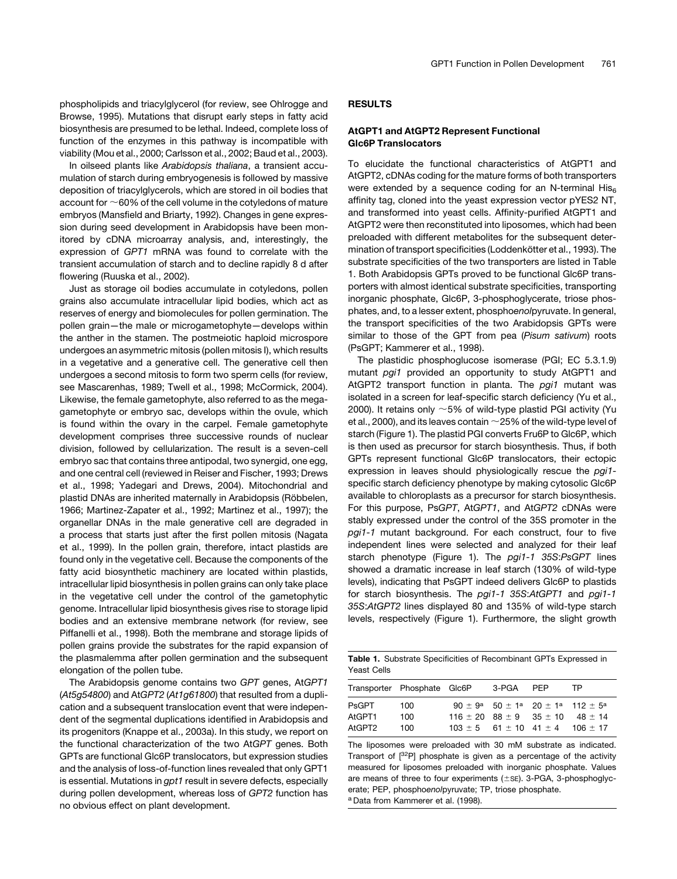phospholipids and triacylglycerol (for review, see Ohlrogge and Browse, 1995). Mutations that disrupt early steps in fatty acid biosynthesis are presumed to be lethal. Indeed, complete loss of function of the enzymes in this pathway is incompatible with viability (Mou et al., 2000; Carlsson et al., 2002; Baud et al., 2003).

In oilseed plants like *Arabidopsis thaliana*, a transient accumulation of starch during embryogenesis is followed by massive deposition of triacylglycerols, which are stored in oil bodies that account for ~60% of the cell volume in the cotyledons of mature embryos (Mansfield and Briarty, 1992). Changes in gene expression during seed development in Arabidopsis have been monitored by cDNA microarray analysis, and, interestingly, the expression of *GPT1* mRNA was found to correlate with the transient accumulation of starch and to decline rapidly 8 d after flowering (Ruuska et al., 2002).

Just as storage oil bodies accumulate in cotyledons, pollen grains also accumulate intracellular lipid bodies, which act as reserves of energy and biomolecules for pollen germination. The pollen grain—the male or microgametophyte—develops within the anther in the stamen. The postmeiotic haploid microspore undergoes an asymmetric mitosis (pollen mitosis I), which results in a vegetative and a generative cell. The generative cell then undergoes a second mitosis to form two sperm cells (for review, see Mascarenhas, 1989; Twell et al., 1998; McCormick, 2004). Likewise, the female gametophyte, also referred to as the megagametophyte or embryo sac, develops within the ovule, which is found within the ovary in the carpel. Female gametophyte development comprises three successive rounds of nuclear division, followed by cellularization. The result is a seven-cell embryo sac that contains three antipodal, two synergid, one egg, and one central cell (reviewed in Reiser and Fischer, 1993; Drews et al., 1998; Yadegari and Drews, 2004). Mitochondrial and plastid DNAs are inherited maternally in Arabidopsis (Röbbelen, 1966; Martinez-Zapater et al., 1992; Martinez et al., 1997); the organellar DNAs in the male generative cell are degraded in a process that starts just after the first pollen mitosis (Nagata et al., 1999). In the pollen grain, therefore, intact plastids are found only in the vegetative cell. Because the components of the fatty acid biosynthetic machinery are located within plastids, intracellular lipid biosynthesis in pollen grains can only take place in the vegetative cell under the control of the gametophytic genome. Intracellular lipid biosynthesis gives rise to storage lipid bodies and an extensive membrane network (for review, see Piffanelli et al., 1998). Both the membrane and storage lipids of pollen grains provide the substrates for the rapid expansion of the plasmalemma after pollen germination and the subsequent elongation of the pollen tube.

The Arabidopsis genome contains two *GPT* genes, At*GPT1* (*At5g54800*) and At*GPT2* (*At1g61800*) that resulted from a duplication and a subsequent translocation event that were independent of the segmental duplications identified in Arabidopsis and its progenitors (Knappe et al., 2003a). In this study, we report on the functional characterization of the two At*GPT* genes. Both GPTs are functional Glc6P translocators, but expression studies and the analysis of loss-of-function lines revealed that only GPT1 is essential. Mutations in *gpt1* result in severe defects, especially during pollen development, whereas loss of *GPT2* function has no obvious effect on plant development.

## RESULTS

### AtGPT1 and AtGPT2 Represent Functional Glc6P Translocators

To elucidate the functional characteristics of AtGPT1 and AtGPT2, cDNAs coding for the mature forms of both transporters were extended by a sequence coding for an N-terminal $His_6$ affinity tag, cloned into the yeast expression vector pYES2 NT, and transformed into yeast cells. Affinity-purified AtGPT1 and AtGPT2 were then reconstituted into liposomes, which had been preloaded with different metabolites for the subsequent determination of transport specificities (Loddenkötter et al., 1993). The substrate specificities of the two transporters are listed in Table 1. Both Arabidopsis GPTs proved to be functional Glc6P transporters with almost identical substrate specificities, transporting inorganic phosphate, Glc6P, 3-phosphoglycerate, triose phosphates, and, to a lesser extent, phospho*enol*pyruvate. In general, the transport specificities of the two Arabidopsis GPTs were similar to those of the GPT from pea (*Pisum sativum*) roots (PsGPT; Kammerer et al., 1998).

The plastidic phosphoglucose isomerase (PGI; EC 5.3.1.9) mutant *pgi1* provided an opportunity to study AtGPT1 and AtGPT2 transport function in planta. The *pgi1* mutant was isolated in a screen for leaf-specific starch deficiency (Yu et al., 2000). It retains only ~5% of wild-type plastid PGI activity (Yu et al., 2000), and its leaves contain ~25% of the wild-type level of starch (Figure 1). The plastid PGI converts Fru6P to Glc6P, which is then used as precursor for starch biosynthesis. Thus, if both GPTs represent functional Glc6P translocators, their ectopic expression in leaves should physiologically rescue the *pgi1*-specific starch deficiency phenotype by making cytosolic Glc6P available to chloroplasts as a precursor for starch biosynthesis. For this purpose, Ps*GPT*, At*GPT1*, and At*GPT2* cDNAs were stably expressed under the control of the 35S promoter in the *pgi1-1* mutant background. For each construct, four to five independent lines were selected and analyzed for their leaf starch phenotype (Figure 1). The *pgi1-1 35S:PsGPT* lines showed a dramatic increase in leaf starch (130% of wild-type levels), indicating that PsGPT indeed delivers Glc6P to plastids for starch biosynthesis. The *pgi1-1 35S:AtGPT1* and *pgi1-1 35S:AtGPT2* lines displayed 80 and 135% of wild-type starch levels, respectively (Figure 1). Furthermore, the slight growth

**Table 1.** Substrate Specificities of Recombinant GPTs Expressed in Yeast Cells

| Transporter | Phosphate | Glc6P | 3-PGA | PEP | TP |
|---|---|---|---|---|---|
| PsGPT | 100 | 90 ± 9[a] | 50 ± 1[a] | 20 ± 1[a] | 112 ± 5[a] |
| AtGPT1 | 100 | 116 ± 20 | 88 ± 9 | 35 ± 10 | 48 ± 14 |
| AtGPT2 | 100 | 103 ± 5 | 61 ± 10 | 41 ± 4 | 106 ± 17 |

The liposomes were preloaded with 30 mM substrate as indicated. Transport of [$^{32}$P] phosphate is given as a percentage of the activity measured for liposomes preloaded with inorganic phosphate. Values are means of three to four experiments (±SE). 3-PGA, 3-phosphoglycerate; PEP, phospho*enol*pyruvate; TP, triose phosphate.
[a] Data from Kammerer et al. (1998).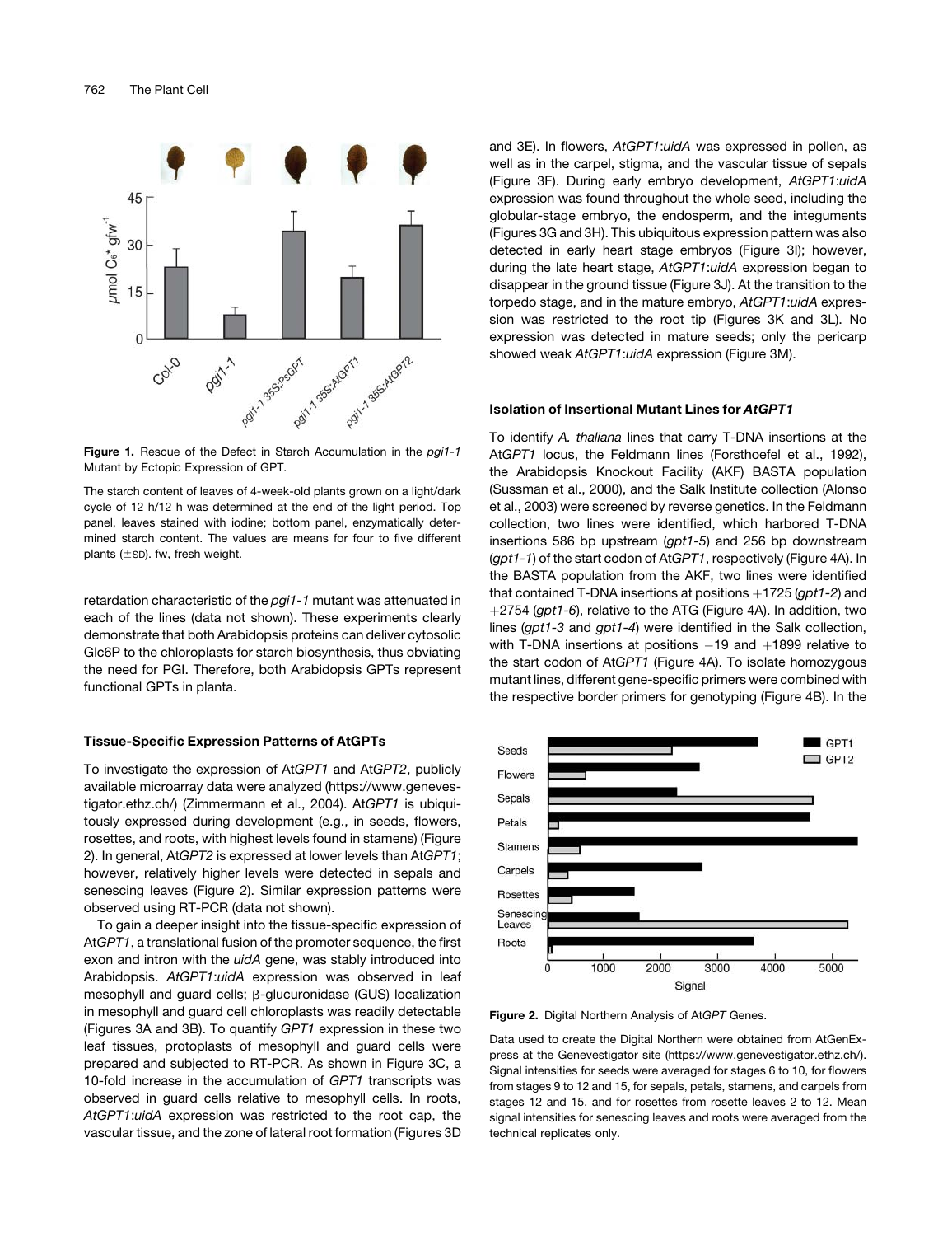**Figure 1.** Rescue of the Defect in Starch Accumulation in the *pgi1-1* Mutant by Ectopic Expression of GPT.

The starch content of leaves of 4-week-old plants grown on a light/dark cycle of 12 h/12 h was determined at the end of the light period. Top panel, leaves stained with iodine; bottom panel, enzymatically determined starch content. The values are means for four to five different plants (±SD). fw, fresh weight.

retardation characteristic of the *pgi1-1* mutant was attenuated in each of the lines (data not shown). These experiments clearly demonstrate that both Arabidopsis proteins can deliver cytosolic Glc6P to the chloroplasts for starch biosynthesis, thus obviating the need for PGI. Therefore, both Arabidopsis GPTs represent functional GPTs in planta.

### Tissue-Specific Expression Patterns of AtGPTs

To investigate the expression of At*GPT1* and At*GPT2*, publicly available microarray data were analyzed (https://www.genevestigator.ethz.ch/) (Zimmermann et al., 2004). At*GPT1* is ubiquitously expressed during development (e.g., in seeds, flowers, rosettes, and roots, with highest levels found in stamens) (Figure 2). In general, At*GPT2* is expressed at lower levels than At*GPT1*; however, relatively higher levels were detected in sepals and senescing leaves (Figure 2). Similar expression patterns were observed using RT-PCR (data not shown).

To gain a deeper insight into the tissue-specific expression of At*GPT1*, a translational fusion of the promoter sequence, the first exon and intron with the *uidA* gene, was stably introduced into Arabidopsis. *AtGPT1:uidA* expression was observed in leaf mesophyll and guard cells; β-glucuronidase (GUS) localization in mesophyll and guard cell chloroplasts was readily detectable (Figures 3A and 3B). To quantify *GPT1* expression in these two leaf tissues, protoplasts of mesophyll and guard cells were prepared and subjected to RT-PCR. As shown in Figure 3C, a 10-fold increase in the accumulation of *GPT1* transcripts was observed in guard cells relative to mesophyll cells. In roots, *AtGPT1:uidA* expression was restricted to the root cap, the vascular tissue, and the zone of lateral root formation (Figures 3D and 3E). In flowers, *AtGPT1:uidA* was expressed in pollen, as well as in the carpel, stigma, and the vascular tissue of sepals (Figure 3F). During early embryo development, *AtGPT1:uidA* expression was found throughout the whole seed, including the globular-stage embryo, the endosperm, and the integuments (Figures 3G and 3H). This ubiquitous expression pattern was also detected in early heart stage embryos (Figure 3I); however, during the late heart stage, *AtGPT1:uidA* expression began to disappear in the ground tissue (Figure 3J). At the transition to the torpedo stage, and in the mature embryo, *AtGPT1:uidA* expression was restricted to the root tip (Figures 3K and 3L). No expression was detected in mature seeds; only the pericarp showed weak *AtGPT1:uidA* expression (Figure 3M).

### Isolation of Insertional Mutant Lines for *AtGPT1*

To identify *A. thaliana* lines that carry T-DNA insertions at the At*GPT1* locus, the Feldmann lines (Forsthoefel et al., 1992), the Arabidopsis Knockout Facility (AKF) BASTA population (Sussman et al., 2000), and the Salk Institute collection (Alonso et al., 2003) were screened by reverse genetics. In the Feldmann collection, two lines were identified, which harbored T-DNA insertions 586 bp upstream (*gpt1-5*) and 256 bp downstream (*gpt1-1*) of the start codon of At*GPT1*, respectively (Figure 4A). In the BASTA population from the AKF, two lines were identified that contained T-DNA insertions at positions +1725 (*gpt1-2*) and +2754 (*gpt1-6*), relative to the ATG (Figure 4A). In addition, two lines (*gpt1-3* and *gpt1-4*) were identified in the Salk collection, with T-DNA insertions at positions −19 and +1899 relative to the start codon of At*GPT1* (Figure 4A). To isolate homozygous mutant lines, different gene-specific primers were combined with the respective border primers for genotyping (Figure 4B). In the

**Figure 2.** Digital Northern Analysis of At*GPT* Genes.

Data used to create the Digital Northern were obtained from AtGenExpress at the Genevestigator site (https://www.genevestigator.ethz.ch/). Signal intensities for seeds were averaged for stages 6 to 10, for flowers from stages 9 to 12 and 15, for sepals, petals, stamens, and carpels from stages 12 and 15, and for rosettes from rosette leaves 2 to 12. Mean signal intensities for senescing leaves and roots were averaged from the technical replicates only.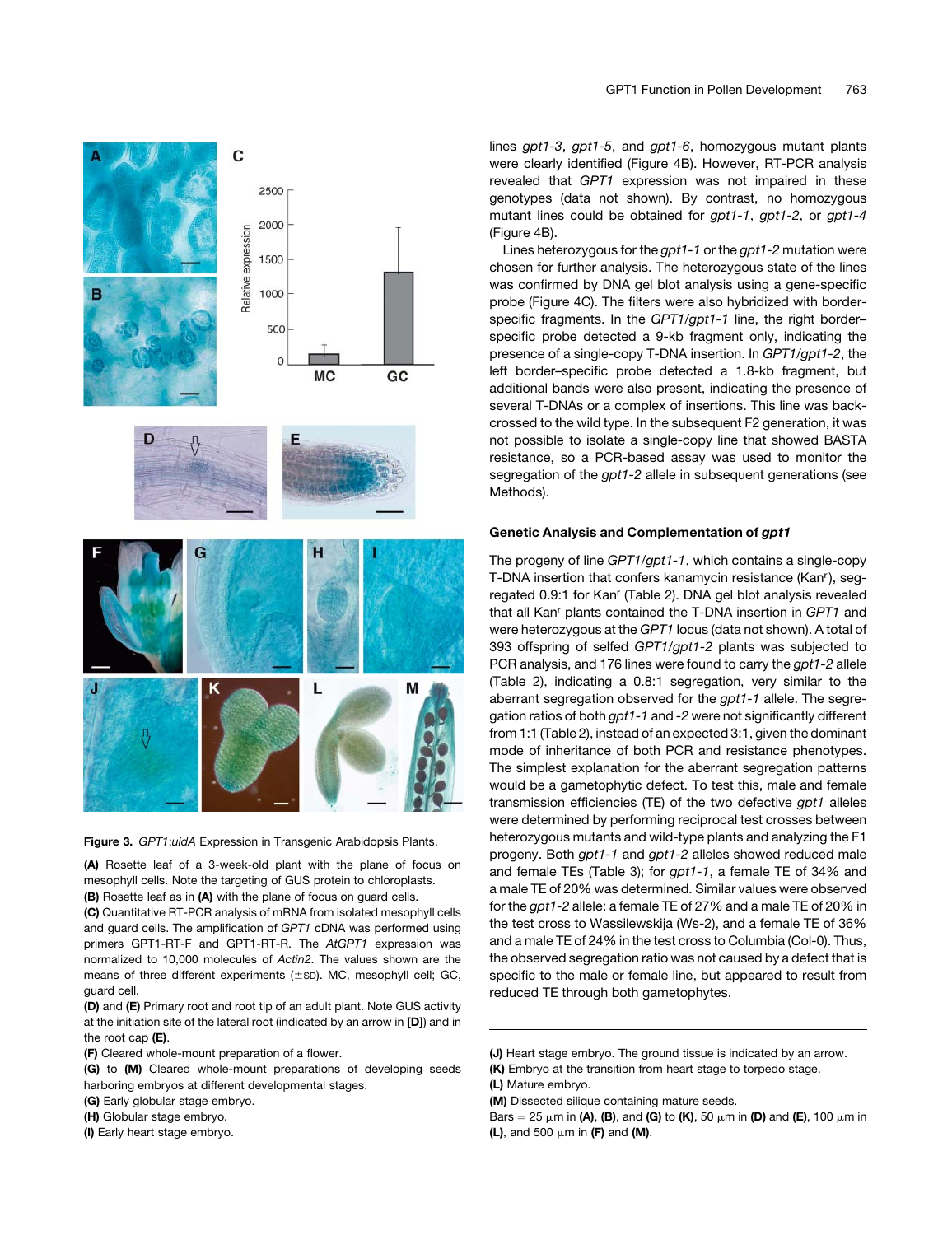lines *gpt1-3*, *gpt1-5*, and *gpt1-6*, homozygous mutant plants were clearly identified (Figure 4B). However, RT-PCR analysis revealed that *GPT1* expression was not impaired in these genotypes (data not shown). By contrast, no homozygous mutant lines could be obtained for *gpt1-1*, *gpt1-2*, or *gpt1-4* (Figure 4B).

Lines heterozygous for the *gpt1-1* or the *gpt1-2* mutation were chosen for further analysis. The heterozygous state of the lines was confirmed by DNA gel blot analysis using a gene-specific probe (Figure 4C). The filters were also hybridized with border-specific fragments. In the *GPT1/gpt1-1* line, the right border–specific probe detected a 9-kb fragment only, indicating the presence of a single-copy T-DNA insertion. In *GPT1/gpt1-2*, the left border–specific probe detected a 1.8-kb fragment, but additional bands were also present, indicating the presence of several T-DNAs or a complex of insertions. This line was back-crossed to the wild type. In the subsequent F2 generation, it was not possible to isolate a single-copy line that showed BASTA resistance, so a PCR-based assay was used to monitor the segregation of the *gpt1-2* allele in subsequent generations (see Methods).

## Genetic Analysis and Complementation of *gpt1*

The progeny of line *GPT1/gpt1-1*, which contains a single-copy T-DNA insertion that confers kanamycin resistance (Kan$^r$), segregated 0.9:1 for Kan$^r$ (Table 2). DNA gel blot analysis revealed that all Kan$^r$ plants contained the T-DNA insertion in *GPT1* and were heterozygous at the *GPT1* locus (data not shown). A total of 393 offspring of selfed *GPT1/gpt1-2* plants was subjected to PCR analysis, and 176 lines were found to carry the *gpt1-2* allele (Table 2), indicating a 0.8:1 segregation, very similar to the aberrant segregation observed for the *gpt1-1* allele. The segregation ratios of both *gpt1-1* and *-2* were not significantly different from 1:1 (Table 2), instead of an expected 3:1, given the dominant mode of inheritance of both PCR and resistance phenotypes. The simplest explanation for the aberrant segregation patterns would be a gametophytic defect. To test this, male and female transmission efficiencies (TE) of the two defective *gpt1* alleles were determined by performing reciprocal test crosses between heterozygous mutants and wild-type plants and analyzing the F1 progeny. Both *gpt1-1* and *gpt1-2* alleles showed reduced male and female TEs (Table 3); for *gpt1-1*, a female TE of 34% and a male TE of 20% was determined. Similar values were observed for the *gpt1-2* allele: a female TE of 27% and a male TE of 20% in the test cross to Wassilewskija (Ws-2), and a female TE of 36% and a male TE of 24% in the test cross to Columbia (Col-0). Thus, the observed segregation ratio was not caused by a defect that is specific to the male or female line, but appeared to result from reduced TE through both gametophytes.

**Figure 3.** *GPT1:uidA* Expression in Transgenic Arabidopsis Plants.

**(A)** Rosette leaf of a 3-week-old plant with the plane of focus on mesophyll cells. Note the targeting of GUS protein to chloroplasts.

**(B)** Rosette leaf as in **(A)** with the plane of focus on guard cells.

**(C)** Quantitative RT-PCR analysis of mRNA from isolated mesophyll cells and guard cells. The amplification of *GPT1* cDNA was performed using primers GPT1-RT-F and GPT1-RT-R. The *AtGPT1* expression was normalized to 10,000 molecules of *Actin2*. The values shown are the means of three different experiments (±SD). MC, mesophyll cell; GC, guard cell.

**(D)** and **(E)** Primary root and root tip of an adult plant. Note GUS activity at the initiation site of the lateral root (indicated by an arrow in **[D]**) and in the root cap **(E)**.

**(F)** Cleared whole-mount preparation of a flower.

**(G)** to **(M)** Cleared whole-mount preparations of developing seeds harboring embryos at different developmental stages.

**(G)** Early globular stage embryo.

**(H)** Globular stage embryo.

**(I)** Early heart stage embryo.

**(J)** Heart stage embryo. The ground tissue is indicated by an arrow.

**(K)** Embryo at the transition from heart stage to torpedo stage.

**(L)** Mature embryo.

**(M)** Dissected silique containing mature seeds.

Bars = 25 μm in **(A)**, **(B)**, and **(G)** to **(K)**, 50 μm in **(D)** and **(E)**, 100 μm in **(L)**, and 500 μm in **(F)** and **(M)**.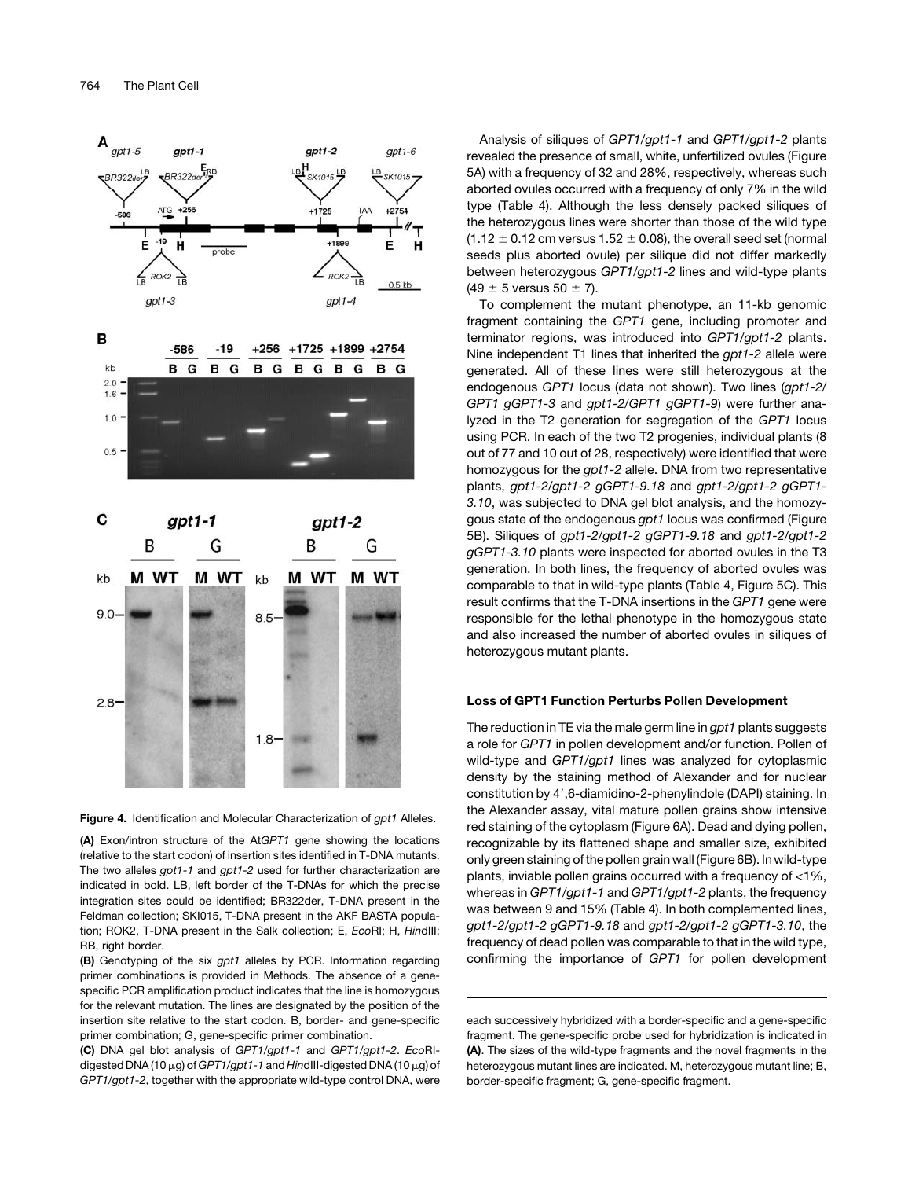**Figure 4.** Identification and Molecular Characterization of *gpt1* Alleles.

**(A)** Exon/intron structure of the At*GPT1* gene showing the locations (relative to the start codon) of insertion sites identified in T-DNA mutants. The two alleles *gpt1-1* and *gpt1-2* used for further characterization are indicated in bold. LB, left border of the T-DNAs for which the precise integration sites could be identified; BR322der, T-DNA present in the Feldman collection; SKI015, T-DNA present in the AKF BASTA population; ROK2, T-DNA present in the Salk collection; E, *Eco*RI; H, *Hin*dIII; RB, right border.

**(B)** Genotyping of the six *gpt1* alleles by PCR. Information regarding primer combinations is provided in Methods. The absence of a gene-specific PCR amplification product indicates that the line is homozygous for the relevant mutation. The lines are designated by the position of the insertion site relative to the start codon. B, border- and gene-specific primer combination; G, gene-specific primer combination.

**(C)** DNA gel blot analysis of *GPT1/gpt1-1* and *GPT1/gpt1-2*. *Eco*RI-digested DNA (10 μg) of *GPT1/gpt1-1* and *Hin*dIII-digested DNA (10 μg) of *GPT1/gpt1-2*, together with the appropriate wild-type control DNA, were each successively hybridized with a border-specific and a gene-specific fragment. The gene-specific probe used for hybridization is indicated in **(A)**. The sizes of the wild-type fragments and the novel fragments in the heterozygous mutant lines are indicated. M, heterozygous mutant line; B, border-specific fragment; G, gene-specific fragment.

Analysis of siliques of *GPT1/gpt1-1* and *GPT1/gpt1-2* plants revealed the presence of small, white, unfertilized ovules (Figure 5A) with a frequency of 32 and 28%, respectively, whereas such aborted ovules occurred with a frequency of only 7% in the wild type (Table 4). Although the less densely packed siliques of the heterozygous lines were shorter than those of the wild type (1.12 ± 0.12 cm versus 1.52 ± 0.08), the overall seed set (normal seeds plus aborted ovule) per silique did not differ markedly between heterozygous *GPT1/gpt1-2* lines and wild-type plants (49 ± 5 versus 50 ± 7).

To complement the mutant phenotype, an 11-kb genomic fragment containing the *GPT1* gene, including promoter and terminator regions, was introduced into *GPT1/gpt1-2* plants. Nine independent T1 lines that inherited the *gpt1-2* allele were generated. All of these lines were still heterozygous at the endogenous *GPT1* locus (data not shown). Two lines (*gpt1-2/GPT1 gGPT1-3* and *gpt1-2/GPT1 gGPT1-9*) were further analyzed in the T2 generation for segregation of the *GPT1* locus using PCR. In each of the two T2 progenies, individual plants (8 out of 77 and 10 out of 28, respectively) were identified that were homozygous for the *gpt1-2* allele. DNA from two representative plants, *gpt1-2/gpt1-2 gGPT1-9.18* and *gpt1-2/gpt1-2 gGPT1-3.10*, was subjected to DNA gel blot analysis, and the homozygous state of the endogenous *gpt1* locus was confirmed (Figure 5B). Siliques of *gpt1-2/gpt1-2 gGPT1-9.18* and *gpt1-2/gpt1-2 gGPT1-3.10* plants were inspected for aborted ovules in the T3 generation. In both lines, the frequency of aborted ovules was comparable to that in wild-type plants (Table 4, Figure 5C). This result confirms that the T-DNA insertions in the *GPT1* gene were responsible for the lethal phenotype in the homozygous state and also increased the number of aborted ovules in siliques of heterozygous mutant plants.

### Loss of GPT1 Function Perturbs Pollen Development

The reduction in TE via the male germ line in *gpt1* plants suggests a role for *GPT1* in pollen development and/or function. Pollen of wild-type and *GPT1/gpt1* lines was analyzed for cytoplasmic density by the staining method of Alexander and for nuclear constitution by 4′,6-diamidino-2-phenylindole (DAPI) staining. In the Alexander assay, vital mature pollen grains show intensive red staining of the cytoplasm (Figure 6A). Dead and dying pollen, recognizable by its flattened shape and smaller size, exhibited only green staining of the pollen grain wall (Figure 6B). In wild-type plants, inviable pollen grains occurred with a frequency of <1%, whereas in *GPT1/gpt1-1* and *GPT1/gpt1-2* plants, the frequency was between 9 and 15% (Table 4). In both complemented lines, *gpt1-2/gpt1-2 gGPT1-9.18* and *gpt1-2/gpt1-2 gGPT1-3.10*, the frequency of dead pollen was comparable to that in the wild type, confirming the importance of *GPT1* for pollen development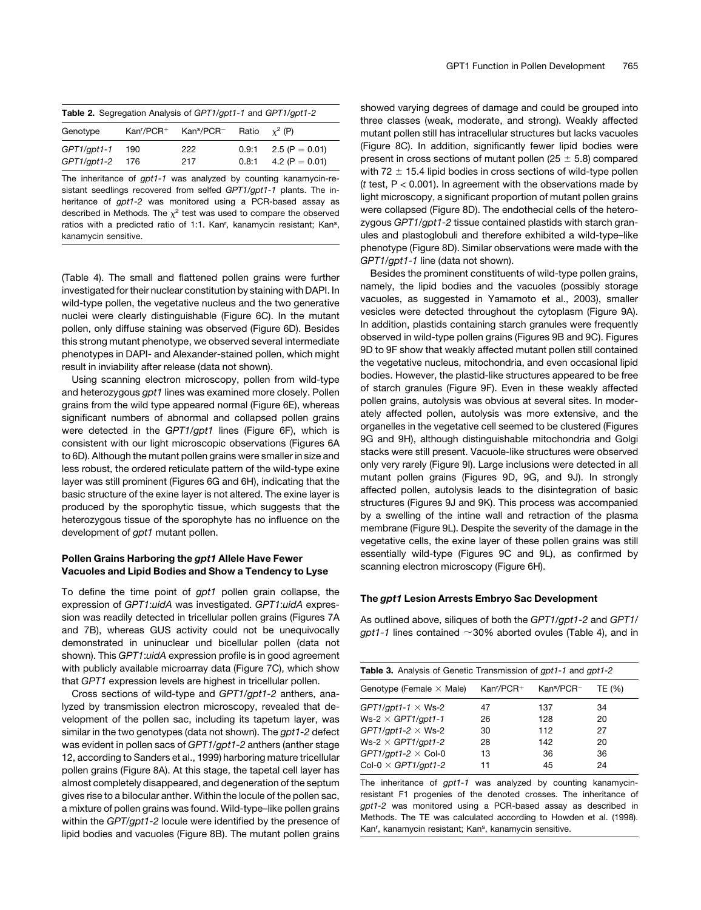**Table 2.** Segregation Analysis of *GPT1/gpt1-1* and *GPT1/gpt1-2*

| Genotype | Kan$^r$/PCR$^+$ | Kan$^s$/PCR$^-$ | Ratio | $\chi^2$ (P) |
|---|---|---|---|---|
| *GPT1/gpt1-1* | 190 | 222 | 0.9:1 | 2.5 (P = 0.01) |
| *GPT1/gpt1-2* | 176 | 217 | 0.8:1 | 4.2 (P = 0.01) |

The inheritance of *gpt1-1* was analyzed by counting kanamycin-resistant seedlings recovered from selfed *GPT1/gpt1-1* plants. The inheritance of *gpt1-2* was monitored using a PCR-based assay as described in Methods. The $\chi^2$ test was used to compare the observed ratios with a predicted ratio of 1:1. Kan$^r$, kanamycin resistant; Kan$^s$, kanamycin sensitive.

(Table 4). The small and flattened pollen grains were further investigated for their nuclear constitution by staining with DAPI. In wild-type pollen, the vegetative nucleus and the two generative nuclei were clearly distinguishable (Figure 6C). In the mutant pollen, only diffuse staining was observed (Figure 6D). Besides this strong mutant phenotype, we observed several intermediate phenotypes in DAPI- and Alexander-stained pollen, which might result in inviability after release (data not shown).

Using scanning electron microscopy, pollen from wild-type and heterozygous *gpt1* lines was examined more closely. Pollen grains from the wild type appeared normal (Figure 6E), whereas significant numbers of abnormal and collapsed pollen grains were detected in the *GPT1/gpt1* lines (Figure 6F), which is consistent with our light microscopic observations (Figures 6A to 6D). Although the mutant pollen grains were smaller in size and less robust, the ordered reticulate pattern of the wild-type exine layer was still prominent (Figures 6G and 6H), indicating that the basic structure of the exine layer is not altered. The exine layer is produced by the sporophytic tissue, which suggests that the heterozygous tissue of the sporophyte has no influence on the development of *gpt1* mutant pollen.

### Pollen Grains Harboring the *gpt1* Allele Have Fewer Vacuoles and Lipid Bodies and Show a Tendency to Lyse

To define the time point of *gpt1* pollen grain collapse, the expression of *GPT1:uidA* was investigated. *GPT1:uidA* expression was readily detected in tricellular pollen grains (Figures 7A and 7B), whereas GUS activity could not be unequivocally demonstrated in uninuclear und bicellular pollen (data not shown). This *GPT1:uidA* expression profile is in good agreement with publicly available microarray data (Figure 7C), which show that *GPT1* expression levels are highest in tricellular pollen.

Cross sections of wild-type and *GPT1/gpt1-2* anthers, analyzed by transmission electron microscopy, revealed that development of the pollen sac, including its tapetum layer, was similar in the two genotypes (data not shown). The *gpt1-2* defect was evident in pollen sacs of *GPT1/gpt1-2* anthers (anther stage 12, according to Sanders et al., 1999) harboring mature tricellular pollen grains (Figure 8A). At this stage, the tapetal cell layer has almost completely disappeared, and degeneration of the septum gives rise to a bilocular anther. Within the locule of the pollen sac, a mixture of pollen grains was found. Wild-type–like pollen grains within the *GPT/gpt1-2* locule were identified by the presence of lipid bodies and vacuoles (Figure 8B). The mutant pollen grains showed varying degrees of damage and could be grouped into three classes (weak, moderate, and strong). Weakly affected mutant pollen still has intracellular structures but lacks vacuoles (Figure 8C). In addition, significantly fewer lipid bodies were present in cross sections of mutant pollen (25 ± 5.8) compared with 72 ± 15.4 lipid bodies in cross sections of wild-type pollen (*t* test, $P < 0.001$). In agreement with the observations made by light microscopy, a significant proportion of mutant pollen grains were collapsed (Figure 8D). The endothecial cells of the heterozygous *GPT1/gpt1-2* tissue contained plastids with starch granules and plastoglobuli and therefore exhibited a wild-type–like phenotype (Figure 8D). Similar observations were made with the *GPT1/gpt1-1* line (data not shown).

Besides the prominent constituents of wild-type pollen grains, namely, the lipid bodies and the vacuoles (possibly storage vacuoles, as suggested in Yamamoto et al., 2003), smaller vesicles were detected throughout the cytoplasm (Figure 9A). In addition, plastids containing starch granules were frequently observed in wild-type pollen grains (Figures 9B and 9C). Figures 9D to 9F show that weakly affected mutant pollen still contained the vegetative nucleus, mitochondria, and even occasional lipid bodies. However, the plastid-like structures appeared to be free of starch granules (Figure 9F). Even in these weakly affected pollen grains, autolysis was obvious at several sites. In moderately affected pollen, autolysis was more extensive, and the organelles in the vegetative cell seemed to be clustered (Figures 9G and 9H), although distinguishable mitochondria and Golgi stacks were still present. Vacuole-like structures were observed only very rarely (Figure 9I). Large inclusions were detected in all mutant pollen grains (Figures 9D, 9G, and 9J). In strongly affected pollen, autolysis leads to the disintegration of basic structures (Figures 9J and 9K). This process was accompanied by a swelling of the intine wall and retraction of the plasma membrane (Figure 9L). Despite the severity of the damage in the vegetative cells, the exine layer of these pollen grains was still essentially wild-type (Figures 9C and 9L), as confirmed by scanning electron microscopy (Figure 6H).

### The *gpt1* Lesion Arrests Embryo Sac Development

As outlined above, siliques of both the *GPT1/gpt1-2* and *GPT1/gpt1-1* lines contained ~30% aborted ovules (Table 4), and in

**Table 3.** Analysis of Genetic Transmission of *gpt1-1* and *gpt1-2*

| Genotype (Female × Male) | Kan$^r$/PCR$^+$ | Kan$^s$/PCR$^-$ | TE (%) |
|---|---|---|---|
| *GPT1/gpt1-1* × Ws-2 | 47 | 137 | 34 |
| Ws-2 × *GPT1/gpt1-1* | 26 | 128 | 20 |
| *GPT1/gpt1-2* × Ws-2 | 30 | 112 | 27 |
| Ws-2 × *GPT1/gpt1-2* | 28 | 142 | 20 |
| *GPT1/gpt1-2* × Col-0 | 13 | 36 | 36 |
| Col-0 × *GPT1/gpt1-2* | 11 | 45 | 24 |

The inheritance of *gpt1-1* was analyzed by counting kanamycin-resistant F1 progenies of the denoted crosses. The inheritance of *gpt1-2* was monitored using a PCR-based assay as described in Methods. The TE was calculated according to Howden et al. (1998). Kan$^r$, kanamycin resistant; Kan$^s$, kanamycin sensitive.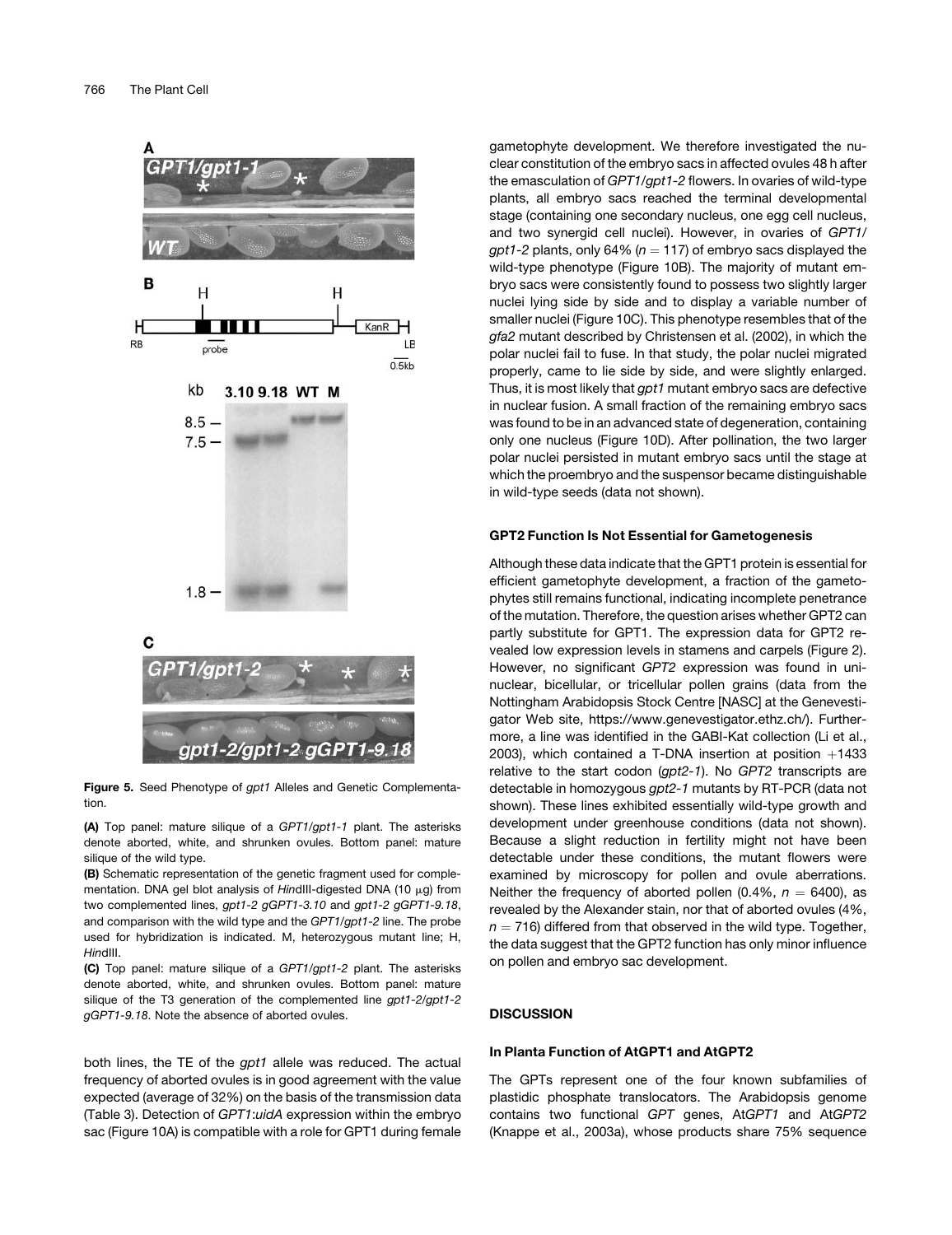**Figure 5.** Seed Phenotype of *gpt1* Alleles and Genetic Complementation.

**(A)** Top panel: mature silique of a *GPT1/gpt1-1* plant. The asterisks denote aborted, white, and shrunken ovules. Bottom panel: mature silique of the wild type.

**(B)** Schematic representation of the genetic fragment used for complementation. DNA gel blot analysis of *Hin*dIII-digested DNA (10 μg) from two complemented lines, *gpt1-2 gGPT1-3.10* and *gpt1-2 gGPT1-9.18*, and comparison with the wild type and the *GPT1/gpt1-2* line. The probe used for hybridization is indicated. M, heterozygous mutant line; H, *Hin*dIII.

**(C)** Top panel: mature silique of a *GPT1/gpt1-2* plant. The asterisks denote aborted, white, and shrunken ovules. Bottom panel: mature silique of the T3 generation of the complemented line *gpt1-2/gpt1-2 gGPT1-9.18*. Note the absence of aborted ovules.

both lines, the TE of the *gpt1* allele was reduced. The actual frequency of aborted ovules is in good agreement with the value expected (average of 32%) on the basis of the transmission data (Table 3). Detection of *GPT1:uidA* expression within the embryo sac (Figure 10A) is compatible with a role for GPT1 during female gametophyte development. We therefore investigated the nuclear constitution of the embryo sacs in affected ovules 48 h after the emasculation of *GPT1/gpt1-2* flowers. In ovaries of wild-type plants, all embryo sacs reached the terminal developmental stage (containing one secondary nucleus, one egg cell nucleus, and two synergid cell nuclei). However, in ovaries of *GPT1/gpt1-2* plants, only 64% ($n = 117$) of embryo sacs displayed the wild-type phenotype (Figure 10B). The majority of mutant embryo sacs were consistently found to possess two slightly larger nuclei lying side by side and to display a variable number of smaller nuclei (Figure 10C). This phenotype resembles that of the *gfa2* mutant described by Christensen et al. (2002), in which the polar nuclei fail to fuse. In that study, the polar nuclei migrated properly, came to lie side by side, and were slightly enlarged. Thus, it is most likely that *gpt1* mutant embryo sacs are defective in nuclear fusion. A small fraction of the remaining embryo sacs was found to be in an advanced state of degeneration, containing only one nucleus (Figure 10D). After pollination, the two larger polar nuclei persisted in mutant embryo sacs until the stage at which the proembryo and the suspensor became distinguishable in wild-type seeds (data not shown).

### GPT2 Function Is Not Essential for Gametogenesis

Although these data indicate that the GPT1 protein is essential for efficient gametophyte development, a fraction of the gametophytes still remains functional, indicating incomplete penetrance of the mutation. Therefore, the question arises whether GPT2 can partly substitute for GPT1. The expression data for GPT2 revealed low expression levels in stamens and carpels (Figure 2). However, no significant *GPT2* expression was found in uninuclear, bicellular, or tricellular pollen grains (data from the Nottingham Arabidopsis Stock Centre [NASC] at the Genevestigator Web site, https://www.genevestigator.ethz.ch/). Furthermore, a line was identified in the GABI-Kat collection (Li et al., 2003), which contained a T-DNA insertion at position +1433 relative to the start codon (*gpt2-1*). No *GPT2* transcripts are detectable in homozygous *gpt2-1* mutants by RT-PCR (data not shown). These lines exhibited essentially wild-type growth and development under greenhouse conditions (data not shown). Because a slight reduction in fertility might not have been detectable under these conditions, the mutant flowers were examined by microscopy for pollen and ovule aberrations. Neither the frequency of aborted pollen (0.4%, $n = 6400$), as revealed by the Alexander stain, nor that of aborted ovules (4%, $n = 716$) differed from that observed in the wild type. Together, the data suggest that the GPT2 function has only minor influence on pollen and embryo sac development.

## DISCUSSION

### In Planta Function of AtGPT1 and AtGPT2

The GPTs represent one of the four known subfamilies of plastidic phosphate translocators. The Arabidopsis genome contains two functional *GPT* genes, At*GPT1* and At*GPT2* (Knappe et al., 2003a), whose products share 75% sequence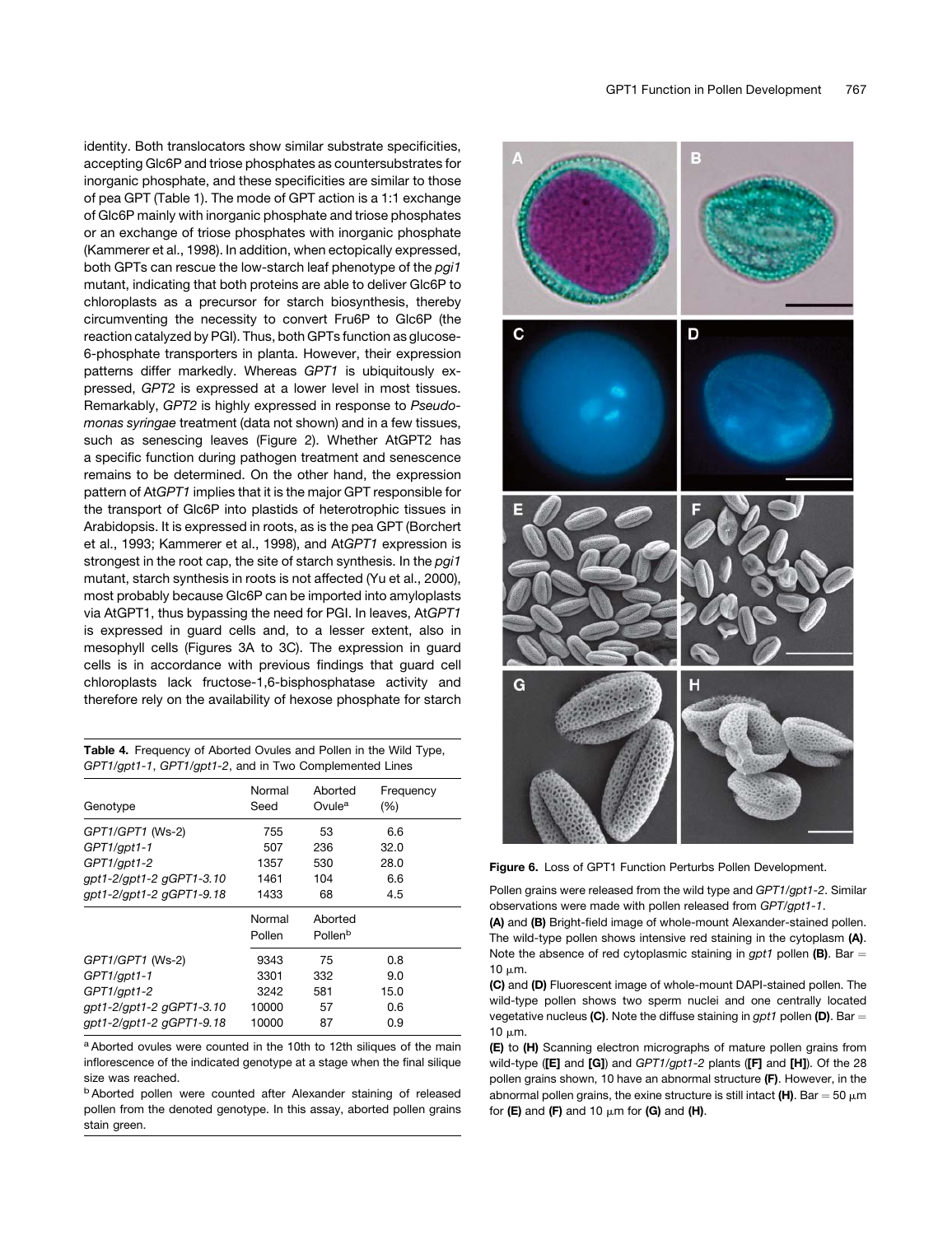identity. Both translocators show similar substrate specificities, accepting Glc6P and triose phosphates as countersubstrates for inorganic phosphate, and these specificities are similar to those of pea GPT (Table 1). The mode of GPT action is a 1:1 exchange of Glc6P mainly with inorganic phosphate and triose phosphates or an exchange of triose phosphates with inorganic phosphate (Kammerer et al., 1998). In addition, when ectopically expressed, both GPTs can rescue the low-starch leaf phenotype of the *pgi1* mutant, indicating that both proteins are able to deliver Glc6P to chloroplasts as a precursor for starch biosynthesis, thereby circumventing the necessity to convert Fru6P to Glc6P (the reaction catalyzed by PGI). Thus, both GPTs function as glucose-6-phosphate transporters in planta. However, their expression patterns differ markedly. Whereas *GPT1* is ubiquitously expressed, *GPT2* is expressed at a lower level in most tissues. Remarkably, *GPT2* is highly expressed in response to *Pseudomonas syringae* treatment (data not shown) and in a few tissues, such as senescing leaves (Figure 2). Whether AtGPT2 has a specific function during pathogen treatment and senescence remains to be determined. On the other hand, the expression pattern of At*GPT1* implies that it is the major GPT responsible for the transport of Glc6P into plastids of heterotrophic tissues in Arabidopsis. It is expressed in roots, as is the pea GPT (Borchert et al., 1993; Kammerer et al., 1998), and At*GPT1* expression is strongest in the root cap, the site of starch synthesis. In the *pgi1* mutant, starch synthesis in roots is not affected (Yu et al., 2000), most probably because Glc6P can be imported into amyloplasts via AtGPT1, thus bypassing the need for PGI. In leaves, At*GPT1* is expressed in guard cells and, to a lesser extent, also in mesophyll cells (Figures 3A to 3C). The expression in guard cells is in accordance with previous findings that guard cell chloroplasts lack fructose-1,6-bisphosphatase activity and therefore rely on the availability of hexose phosphate for starch

**Table 4.** Frequency of Aborted Ovules and Pollen in the Wild Type, *GPT1/gpt1-1*, *GPT1/gpt1-2*, and in Two Complemented Lines

| Genotype | Normal Seed | Aborted Ovule[a] | Frequency (%) |
|---|---|---|---|
| *GPT1/GPT1* (Ws-2) | 755 | 53 | 6.6 |
| *GPT1/gpt1-1* | 507 | 236 | 32.0 |
| *GPT1/gpt1-2* | 1357 | 530 | 28.0 |
| *gpt1-2/gpt1-2 gGPT1-3.10* | 1461 | 104 | 6.6 |
| *gpt1-2/gpt1-2 gGPT1-9.18* | 1433 | 68 | 4.5 |
| | **Normal Pollen** | **Aborted Pollen[b]** | |
| *GPT1/GPT1* (Ws-2) | 9343 | 75 | 0.8 |
| *GPT1/gpt1-1* | 3301 | 332 | 9.0 |
| *GPT1/gpt1-2* | 3242 | 581 | 15.0 |
| *gpt1-2/gpt1-2 gGPT1-3.10* | 10000 | 57 | 0.6 |
| *gpt1-2/gpt1-2 gGPT1-9.18* | 10000 | 87 | 0.9 |

[a] Aborted ovules were counted in the 10th to 12th siliques of the main inflorescence of the indicated genotype at a stage when the final silique size was reached.

[b] Aborted pollen were counted after Alexander staining of released pollen from the denoted genotype. In this assay, aborted pollen grains stain green.

**Figure 6.** Loss of GPT1 Function Perturbs Pollen Development.

Pollen grains were released from the wild type and *GPT1/gpt1-2*. Similar observations were made with pollen released from *GPT/gpt1-1*.

**(A)** and **(B)** Bright-field image of whole-mount Alexander-stained pollen. The wild-type pollen shows intensive red staining in the cytoplasm **(A)**. Note the absence of red cytoplasmic staining in *gpt1* pollen **(B)**. Bar = 10 μm.

**(C)** and **(D)** Fluorescent image of whole-mount DAPI-stained pollen. The wild-type pollen shows two sperm nuclei and one centrally located vegetative nucleus **(C)**. Note the diffuse staining in *gpt1* pollen **(D)**. Bar = 10 μm.

**(E)** to **(H)** Scanning electron micrographs of mature pollen grains from wild-type (**[E]** and **[G]**) and *GPT1/gpt1-2* plants (**[F]** and **[H]**). Of the 28 pollen grains shown, 10 have an abnormal structure **(F)**. However, in the abnormal pollen grains, the exine structure is still intact **(H)**. Bar = 50 μm for **(E)** and **(F)** and 10 μm for **(G)** and **(H)**.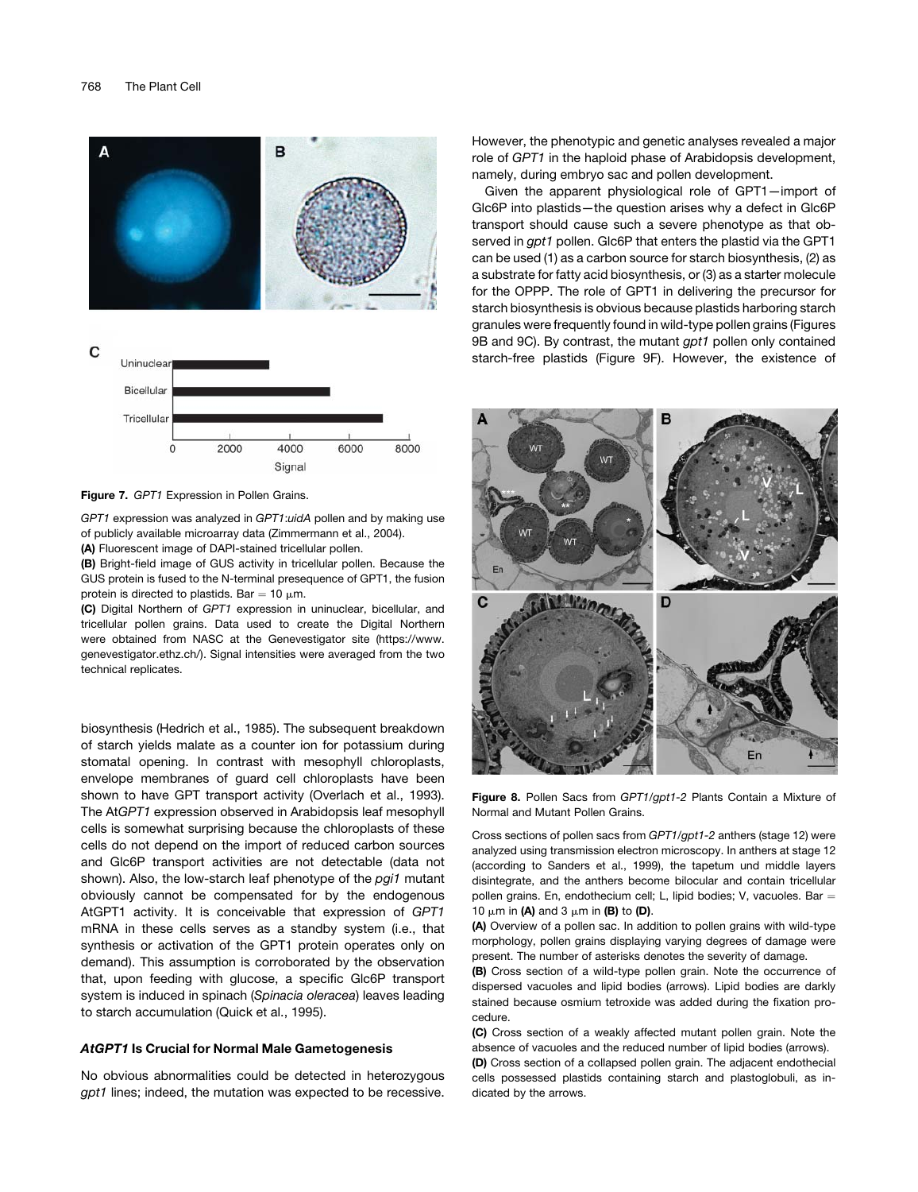**Figure 7.** *GPT1* Expression in Pollen Grains.

*GPT1* expression was analyzed in *GPT1:uidA* pollen and by making use of publicly available microarray data (Zimmermann et al., 2004).

**(A)** Fluorescent image of DAPI-stained tricellular pollen.

**(B)** Bright-field image of GUS activity in tricellular pollen. Because the GUS protein is fused to the N-terminal presequence of GPT1, the fusion protein is directed to plastids. Bar = 10 μm.

**(C)** Digital Northern of *GPT1* expression in uninuclear, bicellular, and tricellular pollen grains. Data used to create the Digital Northern were obtained from NASC at the Genevestigator site (https://www.genevestigator.ethz.ch/). Signal intensities were averaged from the two technical replicates.

biosynthesis (Hedrich et al., 1985). The subsequent breakdown of starch yields malate as a counter ion for potassium during stomatal opening. In contrast with mesophyll chloroplasts, envelope membranes of guard cell chloroplasts have been shown to have GPT transport activity (Overlach et al., 1993). The At*GPT1* expression observed in Arabidopsis leaf mesophyll cells is somewhat surprising because the chloroplasts of these cells do not depend on the import of reduced carbon sources and Glc6P transport activities are not detectable (data not shown). Also, the low-starch leaf phenotype of the *pgi1* mutant obviously cannot be compensated for by the endogenous AtGPT1 activity. It is conceivable that expression of *GPT1* mRNA in these cells serves as a standby system (i.e., that synthesis or activation of the GPT1 protein operates only on demand). This assumption is corroborated by the observation that, upon feeding with glucose, a specific Glc6P transport system is induced in spinach (*Spinacia oleracea*) leaves leading to starch accumulation (Quick et al., 1995).

### *AtGPT1* Is Crucial for Normal Male Gametogenesis

No obvious abnormalities could be detected in heterozygous *gpt1* lines; indeed, the mutation was expected to be recessive. However, the phenotypic and genetic analyses revealed a major role of *GPT1* in the haploid phase of Arabidopsis development, namely, during embryo sac and pollen development.

Given the apparent physiological role of GPT1—import of Glc6P into plastids—the question arises why a defect in Glc6P transport should cause such a severe phenotype as that observed in *gpt1* pollen. Glc6P that enters the plastid via the GPT1 can be used (1) as a carbon source for starch biosynthesis, (2) as a substrate for fatty acid biosynthesis, or (3) as a starter molecule for the OPPP. The role of GPT1 in delivering the precursor for starch biosynthesis is obvious because plastids harboring starch granules were frequently found in wild-type pollen grains (Figures 9B and 9C). By contrast, the mutant *gpt1* pollen only contained starch-free plastids (Figure 9F). However, the existence of

**Figure 8.** Pollen Sacs from *GPT1*/*gpt1-2* Plants Contain a Mixture of Normal and Mutant Pollen Grains.

Cross sections of pollen sacs from *GPT1*/*gpt1-2* anthers (stage 12) were analyzed using transmission electron microscopy. In anthers at stage 12 (according to Sanders et al., 1999), the tapetum und middle layers disintegrate, and the anthers become bilocular and contain tricellular pollen grains. En, endothecium cell; L, lipid bodies; V, vacuoles. Bar = 10 μm in **(A)** and 3 μm in **(B)** to **(D)**.

**(A)** Overview of a pollen sac. In addition to pollen grains with wild-type morphology, pollen grains displaying varying degrees of damage were present. The number of asterisks denotes the severity of damage.

**(B)** Cross section of a wild-type pollen grain. Note the occurrence of dispersed vacuoles and lipid bodies (arrows). Lipid bodies are darkly stained because osmium tetroxide was added during the fixation procedure.

**(C)** Cross section of a weakly affected mutant pollen grain. Note the absence of vacuoles and the reduced number of lipid bodies (arrows).

**(D)** Cross section of a collapsed pollen grain. The adjacent endothecial cells possessed plastids containing starch and plastoglobuli, as indicated by the arrows.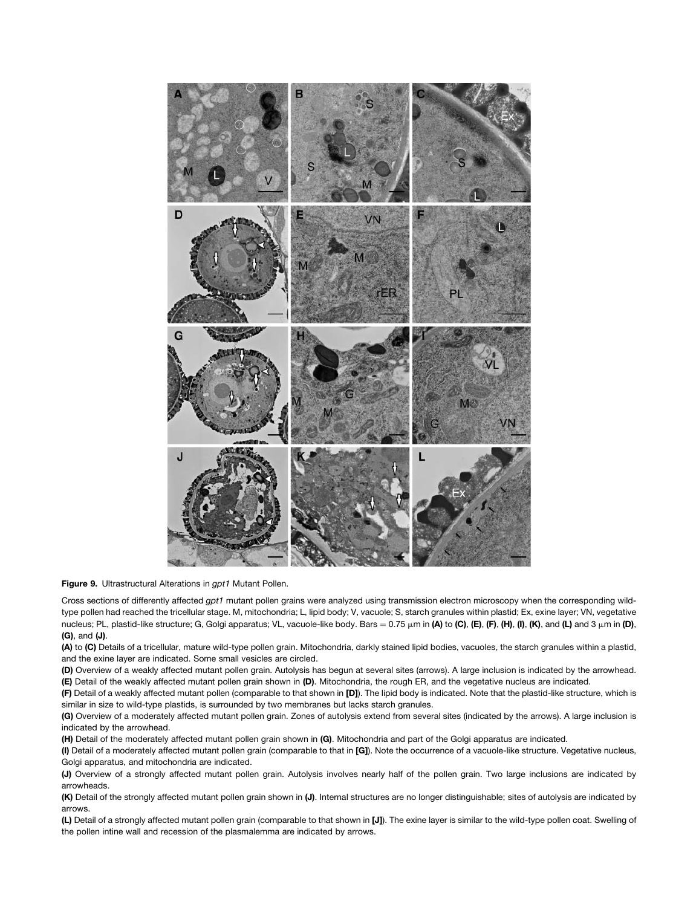**Figure 9.** Ultrastructural Alterations in *gpt1* Mutant Pollen.

Cross sections of differently affected *gpt1* mutant pollen grains were analyzed using transmission electron microscopy when the corresponding wild-type pollen had reached the tricellular stage. M, mitochondria; L, lipid body; V, vacuole; S, starch granules within plastid; Ex, exine layer; VN, vegetative nucleus; PL, plastid-like structure; G, Golgi apparatus; VL, vacuole-like body. Bars = 0.75 μm in **(A)** to **(C)**, **(E)**, **(F)**, **(H)**, **(I)**, **(K)**, and **(L)** and 3 μm in **(D)**, **(G)**, and **(J)**.

**(A)** to **(C)** Details of a tricellular, mature wild-type pollen grain. Mitochondria, darkly stained lipid bodies, vacuoles, the starch granules within a plastid, and the exine layer are indicated. Some small vesicles are circled.

**(D)** Overview of a weakly affected mutant pollen grain. Autolysis has begun at several sites (arrows). A large inclusion is indicated by the arrowhead.

**(E)** Detail of the weakly affected mutant pollen grain shown in **(D)**. Mitochondria, the rough ER, and the vegetative nucleus are indicated.

**(F)** Detail of a weakly affected mutant pollen (comparable to that shown in **[D]**). The lipid body is indicated. Note that the plastid-like structure, which is similar in size to wild-type plastids, is surrounded by two membranes but lacks starch granules.

**(G)** Overview of a moderately affected mutant pollen grain. Zones of autolysis extend from several sites (indicated by the arrows). A large inclusion is indicated by the arrowhead.

**(H)** Detail of the moderately affected mutant pollen grain shown in **(G)**. Mitochondria and part of the Golgi apparatus are indicated.

**(I)** Detail of a moderately affected mutant pollen grain (comparable to that in **[G]**). Note the occurrence of a vacuole-like structure. Vegetative nucleus, Golgi apparatus, and mitochondria are indicated.

**(J)** Overview of a strongly affected mutant pollen grain. Autolysis involves nearly half of the pollen grain. Two large inclusions are indicated by arrowheads.

**(K)** Detail of the strongly affected mutant pollen grain shown in **(J)**. Internal structures are no longer distinguishable; sites of autolysis are indicated by arrows.

**(L)** Detail of a strongly affected mutant pollen grain (comparable to that shown in **[J]**). The exine layer is similar to the wild-type pollen coat. Swelling of the pollen intine wall and recession of the plasmalemma are indicated by arrows.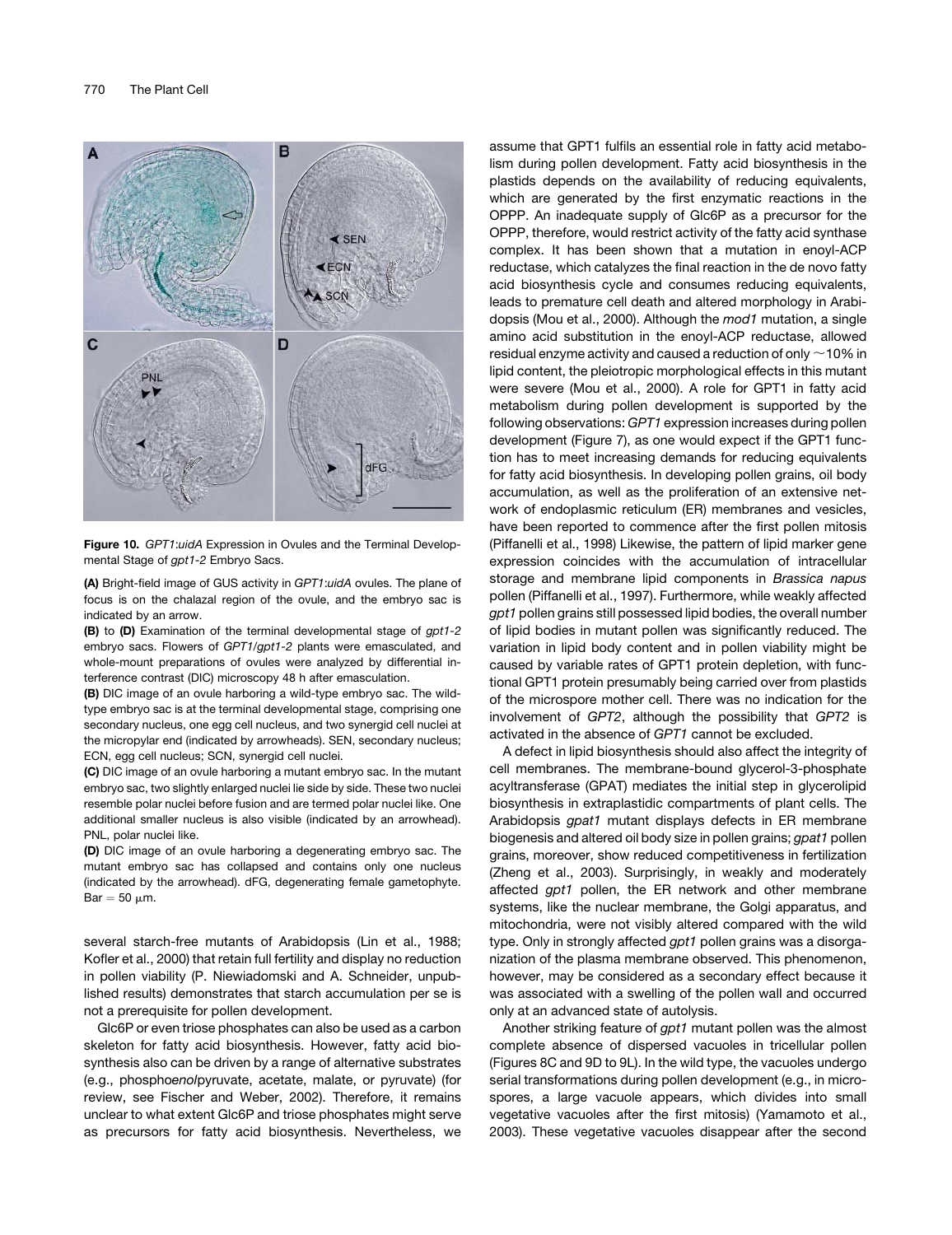**Figure 10.** *GPT1:uidA* Expression in Ovules and the Terminal Developmental Stage of *gpt1-2* Embryo Sacs.

**(A)** Bright-field image of GUS activity in *GPT1:uidA* ovules. The plane of focus is on the chalazal region of the ovule, and the embryo sac is indicated by an arrow.

**(B)** to **(D)** Examination of the terminal developmental stage of *gpt1-2* embryo sacs. Flowers of *GPT1/gpt1-2* plants were emasculated, and whole-mount preparations of ovules were analyzed by differential interference contrast (DIC) microscopy 48 h after emasculation.

**(B)** DIC image of an ovule harboring a wild-type embryo sac. The wild-type embryo sac is at the terminal developmental stage, comprising one secondary nucleus, one egg cell nucleus, and two synergid cell nuclei at the micropylar end (indicated by arrowheads). SEN, secondary nucleus; ECN, egg cell nucleus; SCN, synergid cell nuclei.

**(C)** DIC image of an ovule harboring a mutant embryo sac. In the mutant embryo sac, two slightly enlarged nuclei lie side by side. These two nuclei resemble polar nuclei before fusion and are termed polar nuclei like. One additional smaller nucleus is also visible (indicated by an arrowhead). PNL, polar nuclei like.

**(D)** DIC image of an ovule harboring a degenerating embryo sac. The mutant embryo sac has collapsed and contains only one nucleus (indicated by the arrowhead). dFG, degenerating female gametophyte. Bar = 50 μm.

several starch-free mutants of Arabidopsis (Lin et al., 1988; Kofler et al., 2000) that retain full fertility and display no reduction in pollen viability (P. Niewiadomski and A. Schneider, unpublished results) demonstrates that starch accumulation per se is not a prerequisite for pollen development.

Glc6P or even triose phosphates can also be used as a carbon skeleton for fatty acid biosynthesis. However, fatty acid biosynthesis also can be driven by a range of alternative substrates (e.g., phospho*enol*pyruvate, acetate, malate, or pyruvate) (for review, see Fischer and Weber, 2002). Therefore, it remains unclear to what extent Glc6P and triose phosphates might serve as precursors for fatty acid biosynthesis. Nevertheless, we assume that GPT1 fulfils an essential role in fatty acid metabolism during pollen development. Fatty acid biosynthesis in the plastids depends on the availability of reducing equivalents, which are generated by the first enzymatic reactions in the OPPP. An inadequate supply of Glc6P as a precursor for the OPPP, therefore, would restrict activity of the fatty acid synthase complex. It has been shown that a mutation in enoyl-ACP reductase, which catalyzes the final reaction in the de novo fatty acid biosynthesis cycle and consumes reducing equivalents, leads to premature cell death and altered morphology in Arabidopsis (Mou et al., 2000). Although the *mod1* mutation, a single amino acid substitution in the enoyl-ACP reductase, allowed residual enzyme activity and caused a reduction of only ~10% in lipid content, the pleiotropic morphological effects in this mutant were severe (Mou et al., 2000). A role for GPT1 in fatty acid metabolism during pollen development is supported by the following observations: *GPT1* expression increases during pollen development (Figure 7), as one would expect if the GPT1 function has to meet increasing demands for reducing equivalents for fatty acid biosynthesis. In developing pollen grains, oil body accumulation, as well as the proliferation of an extensive network of endoplasmic reticulum (ER) membranes and vesicles, have been reported to commence after the first pollen mitosis (Piffanelli et al., 1998) Likewise, the pattern of lipid marker gene expression coincides with the accumulation of intracellular storage and membrane lipid components in *Brassica napus* pollen (Piffanelli et al., 1997). Furthermore, while weakly affected *gpt1* pollen grains still possessed lipid bodies, the overall number of lipid bodies in mutant pollen was significantly reduced. The variation in lipid body content and in pollen viability might be caused by variable rates of GPT1 protein depletion, with functional GPT1 protein presumably being carried over from plastids of the microspore mother cell. There was no indication for the involvement of *GPT2*, although the possibility that *GPT2* is activated in the absence of *GPT1* cannot be excluded.

A defect in lipid biosynthesis should also affect the integrity of cell membranes. The membrane-bound glycerol-3-phosphate acyltransferase (GPAT) mediates the initial step in glycerolipid biosynthesis in extraplastidic compartments of plant cells. The Arabidopsis *gpat1* mutant displays defects in ER membrane biogenesis and altered oil body size in pollen grains; *gpat1* pollen grains, moreover, show reduced competitiveness in fertilization (Zheng et al., 2003). Surprisingly, in weakly and moderately affected *gpt1* pollen, the ER network and other membrane systems, like the nuclear membrane, the Golgi apparatus, and mitochondria, were not visibly altered compared with the wild type. Only in strongly affected *gpt1* pollen grains was a disorganization of the plasma membrane observed. This phenomenon, however, may be considered as a secondary effect because it was associated with a swelling of the pollen wall and occurred only at an advanced state of autolysis.

Another striking feature of *gpt1* mutant pollen was the almost complete absence of dispersed vacuoles in tricellular pollen (Figures 8C and 9D to 9L). In the wild type, the vacuoles undergo serial transformations during pollen development (e.g., in microspores, a large vacuole appears, which divides into small vegetative vacuoles after the first mitosis) (Yamamoto et al., 2003). These vegetative vacuoles disappear after the second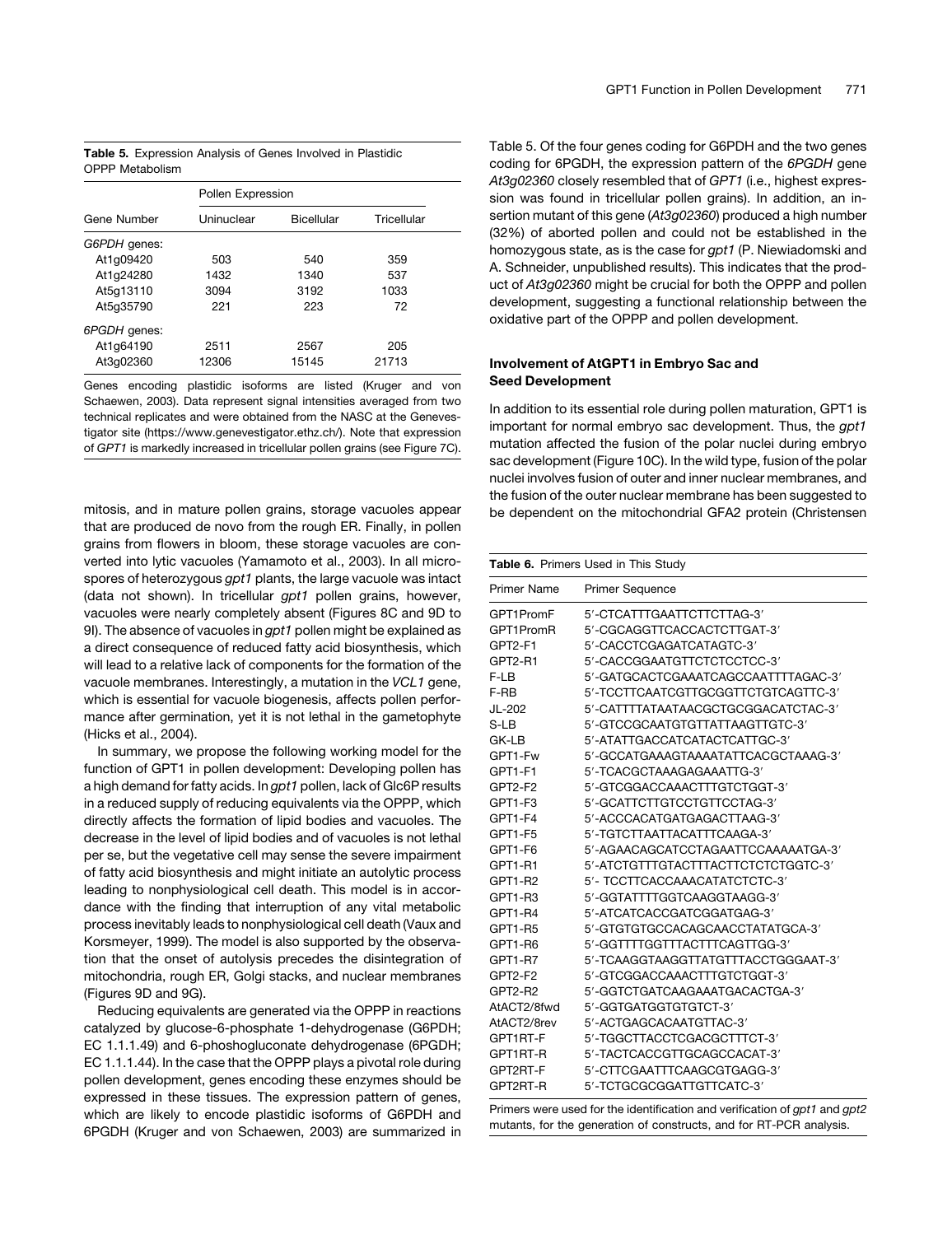**Table 5.** Expression Analysis of Genes Involved in Plastidic OPPP Metabolism

| Gene Number | Pollen Expression | | |
|---|---|---|---|
| | Uninuclear | Bicellular | Tricellular |
| *G6PDH* genes: | | | |
| At1g09420 | 503 | 540 | 359 |
| At1g24280 | 1432 | 1340 | 537 |
| At5g13110 | 3094 | 3192 | 1033 |
| At5g35790 | 221 | 223 | 72 |
| *6PGDH* genes: | | | |
| At1g64190 | 2511 | 2567 | 205 |
| At3g02360 | 12306 | 15145 | 21713 |

Genes encoding plastidic isoforms are listed (Kruger and von Schaewen, 2003). Data represent signal intensities averaged from two technical replicates and were obtained from the NASC at the Genevestigator site (https://www.genevestigator.ethz.ch/). Note that expression of *GPT1* is markedly increased in tricellular pollen grains (see Figure 7C).

mitosis, and in mature pollen grains, storage vacuoles appear that are produced de novo from the rough ER. Finally, in pollen grains from flowers in bloom, these storage vacuoles are converted into lytic vacuoles (Yamamoto et al., 2003). In all microspores of heterozygous *gpt1* plants, the large vacuole was intact (data not shown). In tricellular *gpt1* pollen grains, however, vacuoles were nearly completely absent (Figures 8C and 9D to 9I). The absence of vacuoles in *gpt1* pollen might be explained as a direct consequence of reduced fatty acid biosynthesis, which will lead to a relative lack of components for the formation of the vacuole membranes. Interestingly, a mutation in the *VCL1* gene, which is essential for vacuole biogenesis, affects pollen performance after germination, yet it is not lethal in the gametophyte (Hicks et al., 2004).

In summary, we propose the following working model for the function of GPT1 in pollen development: Developing pollen has a high demand for fatty acids. In *gpt1* pollen, lack of Glc6P results in a reduced supply of reducing equivalents via the OPPP, which directly affects the formation of lipid bodies and vacuoles. The decrease in the level of lipid bodies and of vacuoles is not lethal per se, but the vegetative cell may sense the severe impairment of fatty acid biosynthesis and might initiate an autolytic process leading to nonphysiological cell death. This model is in accordance with the finding that interruption of any vital metabolic process inevitably leads to nonphysiological cell death (Vaux and Korsmeyer, 1999). The model is also supported by the observation that the onset of autolysis precedes the disintegration of mitochondria, rough ER, Golgi stacks, and nuclear membranes (Figures 9D and 9G).

Reducing equivalents are generated via the OPPP in reactions catalyzed by glucose-6-phosphate 1-dehydrogenase (G6PDH; EC 1.1.1.49) and 6-phoshogluconate dehydrogenase (6PGDH; EC 1.1.1.44). In the case that the OPPP plays a pivotal role during pollen development, genes encoding these enzymes should be expressed in these tissues. The expression pattern of genes, which are likely to encode plastidic isoforms of G6PDH and 6PGDH (Kruger and von Schaewen, 2003) are summarized in Table 5. Of the four genes coding for G6PDH and the two genes coding for 6PGDH, the expression pattern of the *6PGDH* gene *At3g02360* closely resembled that of *GPT1* (i.e., highest expression was found in tricellular pollen grains). In addition, an insertion mutant of this gene (*At3g02360*) produced a high number (32%) of aborted pollen and could not be established in the homozygous state, as is the case for *gpt1* (P. Niewiadomski and A. Schneider, unpublished results). This indicates that the product of *At3g02360* might be crucial for both the OPPP and pollen development, suggesting a functional relationship between the oxidative part of the OPPP and pollen development.

### Involvement of AtGPT1 in Embryo Sac and Seed Development

In addition to its essential role during pollen maturation, GPT1 is important for normal embryo sac development. Thus, the *gpt1* mutation affected the fusion of the polar nuclei during embryo sac development (Figure 10C). In the wild type, fusion of the polar nuclei involves fusion of outer and inner nuclear membranes, and the fusion of the outer nuclear membrane has been suggested to be dependent on the mitochondrial GFA2 protein (Christensen

**Table 6.** Primers Used in This Study

| Primer Name | Primer Sequence |
|---|---|
| GPT1PromF | 5′-CTCATTTGAATTCTTCTTAG-3′ |
| GPT1PromR | 5′-CGCAGGTTCACCACTCTTGAT-3′ |
| GPT2-F1 | 5′-CACCTCGAGATCATAGTC-3′ |
| GPT2-R1 | 5′-CACCGGAATGTTCTCTCCTCC-3′ |
| F-LB | 5′-GATGCACTCGAAATCAGCCAATTTTAGAC-3′ |
| F-RB | 5′-TCCTTCAATCGTTGCGGTTCTGTCAGTTC-3′ |
| JL-202 | 5′-CATTTTATAATAACGCTGCGGACATCTAC-3′ |
| S-LB | 5′-GTCCGCAATGTGTTATTAAGTTGTC-3′ |
| GK-LB | 5′-ATATTGACCATCATACTCATTGC-3′ |
| GPT1-Fw | 5′-GCCATGAAAGTAAAATATTCACGCTAAAG-3′ |
| GPT1-F1 | 5′-TCACGCTAAAGAGAAATTG-3′ |
| GPT2-F2 | 5′-GTCGGACCAAACTTTGTCTGGT-3′ |
| GPT1-F3 | 5′-GCATTCTTGTCCTGTTCCTAG-3′ |
| GPT1-F4 | 5′-ACCCACATGATGAGACTTAAG-3′ |
| GPT1-F5 | 5′-TGTCTTAATTACATTTCAAGA-3′ |
| GPT1-F6 | 5′-AGAACAGCATCCTAGAATTCCAAAAATGA-3′ |
| GPT1-R1 | 5′-ATCTGTTTGTACTTTACTTCTCTCTGGTC-3′ |
| GPT1-R2 | 5′- TCCTTCACCAAACATATCTCTC-3′ |
| GPT1-R3 | 5′-GGTATTTTGGTCAAGGTAAGG-3′ |
| GPT1-R4 | 5′-ATCATCACCGATCGGATGAG-3′ |
| GPT1-R5 | 5′-GTGTGTGCCACAGCAACCTATATGCA-3′ |
| GPT1-R6 | 5′-GGTTTTGGTTTACTTTCAGTTGG-3′ |
| GPT1-R7 | 5′-TCAAGGTAAGGTTATGTTTACCTGGGAAT-3′ |
| GPT2-F2 | 5′-GTCGGACCAAACTTTGTCTGGT-3′ |
| GPT2-R2 | 5′-GGTCTGATCAAGAAATGACACTGA-3′ |
| AtACT2/8fwd | 5′-GGTGATGGTGTGTCT-3′ |
| AtACT2/8rev | 5′-ACTGAGCACAATGTTAC-3′ |
| GPT1RT-F | 5′-TGGCTTACCTCGACGCTTTCT-3′ |
| GPT1RT-R | 5′-TACTCACCGTTGCAGCCACAT-3′ |
| GPT2RT-F | 5′-CTTCGAATTTCAAGCGTGAGG-3′ |
| GPT2RT-R | 5′-TCTGCGCGGATTGTTCATC-3′ |

Primers were used for the identification and verification of *gpt1* and *gpt2* mutants, for the generation of constructs, and for RT-PCR analysis.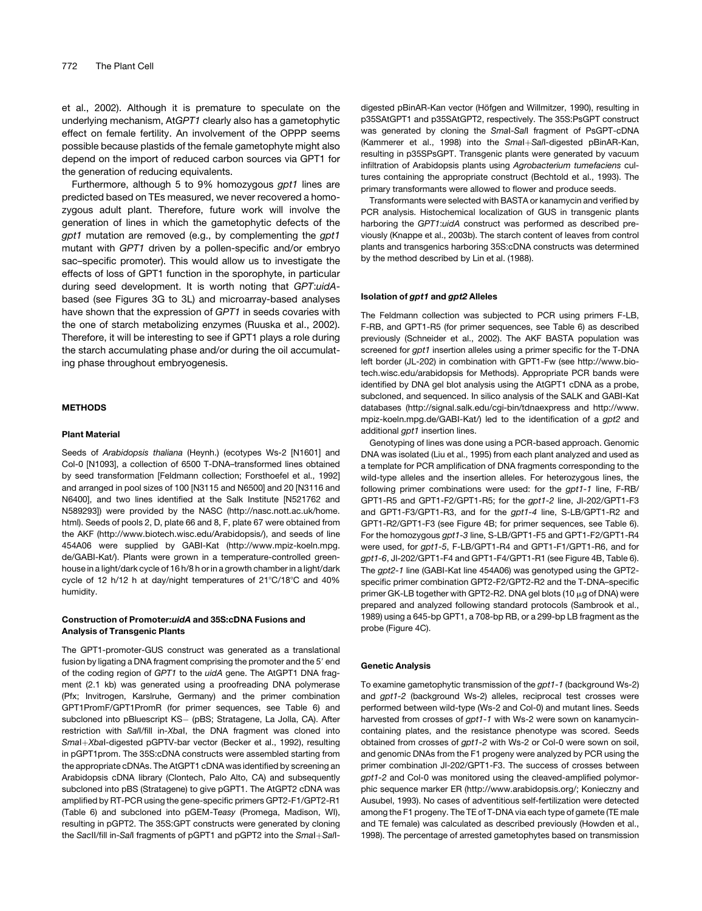et al., 2002). Although it is premature to speculate on the underlying mechanism, At*GPT1* clearly also has a gametophytic effect on female fertility. An involvement of the OPPP seems possible because plastids of the female gametophyte might also depend on the import of reduced carbon sources via GPT1 for the generation of reducing equivalents.

Furthermore, although 5 to 9% homozygous *gpt1* lines are predicted based on TEs measured, we never recovered a homozygous adult plant. Therefore, future work will involve the generation of lines in which the gametophytic defects of the *gpt1* mutation are removed (e.g., by complementing the *gpt1* mutant with *GPT1* driven by a pollen-specific and/or embryo sac–specific promoter). This would allow us to investigate the effects of loss of GPT1 function in the sporophyte, in particular during seed development. It is worth noting that *GPT:uidA*-based (see Figures 3G to 3L) and microarray-based analyses have shown that the expression of *GPT1* in seeds covaries with the one of starch metabolizing enzymes (Ruuska et al., 2002). Therefore, it will be interesting to see if GPT1 plays a role during the starch accumulating phase and/or during the oil accumulating phase throughout embryogenesis.

## METHODS

### Plant Material

Seeds of *Arabidopsis thaliana* (Heynh.) (ecotypes Ws-2 [N1601] and Col-0 [N1093], a collection of 6500 T-DNA–transformed lines obtained by seed transformation [Feldmann collection; Forsthoefel et al., 1992] and arranged in pool sizes of 100 [N3115 and N6500] and 20 [N3116 and N6400], and two lines identified at the Salk Institute [N521762 and N589293]) were provided by the NASC (http://nasc.nott.ac.uk/home.html). Seeds of pools 2, D, plate 66 and 8, F, plate 67 were obtained from the AKF (http://www.biotech.wisc.edu/Arabidopsis/), and seeds of line 454A06 were supplied by GABI-Kat (http://www.mpiz-koeln.mpg.de/GABI-Kat/). Plants were grown in a temperature-controlled greenhouse in a light/dark cycle of 16 h/8 h or in a growth chamber in a light/dark cycle of 12 h/12 h at day/night temperatures of 21°C/18°C and 40% humidity.

### Construction of Promoter:*uidA* and 35S:cDNA Fusions and Analysis of Transgenic Plants

The GPT1-promoter-GUS construct was generated as a translational fusion by ligating a DNA fragment comprising the promoter and the 5′ end of the coding region of *GPT1* to the *uidA* gene. The AtGPT1 DNA fragment (2.1 kb) was generated using a proofreading DNA polymerase (Pfx; Invitrogen, Karslruhe, Germany) and the primer combination GPT1PromF/GPT1PromR (for primer sequences, see Table 6) and subcloned into pBluescript KS− (pBS; Stratagene, La Jolla, CA). After restriction with *Sal*I/fill in-*Xba*I, the DNA fragment was cloned into *Sma*I+*Xba*I-digested pGPTV-bar vector (Becker et al., 1992), resulting in pGPT1prom. The 35S:cDNA constructs were assembled starting from the appropriate cDNAs. The AtGPT1 cDNA was identified by screening an Arabidopsis cDNA library (Clontech, Palo Alto, CA) and subsequently subcloned into pBS (Stratagene) to give pGPT1. The AtGPT2 cDNA was amplified by RT-PCR using the gene-specific primers GPT2-F1/GPT2-R1 (Table 6) and subcloned into pGEM-T*easy* (Promega, Madison, WI), resulting in pGPT2. The 35S:GPT constructs were generated by cloning the *Sac*II/fill in-*Sal*I fragments of pGPT1 and pGPT2 into the *Sma*I+*Sal*I-digested pBinAR-Kan vector (Höfgen and Willmitzer, 1990), resulting in p35SAtGPT1 and p35SAtGPT2, respectively. The 35S:PsGPT construct was generated by cloning the *Sma*I-*Sal*I fragment of PsGPT-cDNA (Kammerer et al., 1998) into the *Sma*I+*Sal*I-digested pBinAR-Kan, resulting in p35SPsGPT. Transgenic plants were generated by vacuum infiltration of Arabidopsis plants using *Agrobacterium tumefaciens* cultures containing the appropriate construct (Bechtold et al., 1993). The primary transformants were allowed to flower and produce seeds.

Transformants were selected with BASTA or kanamycin and verified by PCR analysis. Histochemical localization of GUS in transgenic plants harboring the *GPT1:uidA* construct was performed as described previously (Knappe et al., 2003b). The starch content of leaves from control plants and transgenics harboring 35S:cDNA constructs was determined by the method described by Lin et al. (1988).

### Isolation of *gpt1* and *gpt2* Alleles

The Feldmann collection was subjected to PCR using primers F-LB, F-RB, and GPT1-R5 (for primer sequences, see Table 6) as described previously (Schneider et al., 2002). The AKF BASTA population was screened for *gpt1* insertion alleles using a primer specific for the T-DNA left border (JL-202) in combination with GPT1-Fw (see http://www.biotech.wisc.edu/arabidopsis for Methods). Appropriate PCR bands were identified by DNA gel blot analysis using the AtGPT1 cDNA as a probe, subcloned, and sequenced. In silico analysis of the SALK and GABI-Kat databases (http://signal.salk.edu/cgi-bin/tdnaexpress and http://www.mpiz-koeln.mpg.de/GABI-Kat/) led to the identification of a *gpt2* and additional *gpt1* insertion lines.

Genotyping of lines was done using a PCR-based approach. Genomic DNA was isolated (Liu et al., 1995) from each plant analyzed and used as a template for PCR amplification of DNA fragments corresponding to the wild-type alleles and the insertion alleles. For heterozygous lines, the following primer combinations were used: for the *gpt1-1* line, F-RB/GPT1-R5 and GPT1-F2/GPT1-R5; for the *gpt1-2* line, Jl-202/GPT1-F3 and GPT1-F3/GPT1-R3, and for the *gpt1-4* line, S-LB/GPT1-R2 and GPT1-R2/GPT1-F3 (see Figure 4B; for primer sequences, see Table 6). For the homozygous *gpt1-3* line, S-LB/GPT1-F5 and GPT1-F2/GPT1-R4 were used, for *gpt1-5*, F-LB/GPT1-R4 and GPT1-F1/GPT1-R6, and for *gpt1-6*, Jl-202/GPT1-F4 and GPT1-F4/GPT1-R1 (see Figure 4B, Table 6). The *gpt2-1* line (GABI-Kat line 454A06) was genotyped using the GPT2-specific primer combination GPT2-F2/GPT2-R2 and the T-DNA–specific primer GK-LB together with GPT2-R2. DNA gel blots (10 μg of DNA) were prepared and analyzed following standard protocols (Sambrook et al., 1989) using a 645-bp GPT1, a 708-bp RB, or a 299-bp LB fragment as the probe (Figure 4C).

### Genetic Analysis

To examine gametophytic transmission of the *gpt1-1* (background Ws-2) and *gpt1-2* (background Ws-2) alleles, reciprocal test crosses were performed between wild-type (Ws-2 and Col-0) and mutant lines. Seeds harvested from crosses of *gpt1-1* with Ws-2 were sown on kanamycin-containing plates, and the resistance phenotype was scored. Seeds obtained from crosses of *gpt1-2* with Ws-2 or Col-0 were sown on soil, and genomic DNAs from the F1 progeny were analyzed by PCR using the primer combination Jl-202/GPT1-F3. The success of crosses between *gpt1-2* and Col-0 was monitored using the cleaved-amplified polymorphic sequence marker ER (http://www.arabidopsis.org/; Konieczny and Ausubel, 1993). No cases of adventitious self-fertilization were detected among the F1 progeny. The TE of T-DNA via each type of gamete (TE male and TE female) was calculated as described previously (Howden et al., 1998). The percentage of arrested gametophytes based on transmission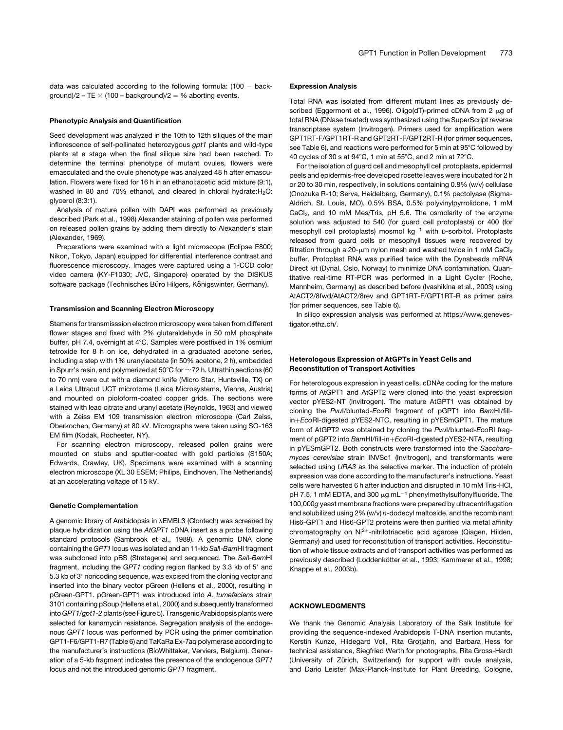data was calculated according to the following formula: (100 − background)/2 − TE × (100 − background)/2 = % aborting events.

### Phenotypic Analysis and Quantification

Seed development was analyzed in the 10th to 12th siliques of the main inflorescence of self-pollinated heterozygous *gpt1* plants and wild-type plants at a stage when the final silique size had been reached. To determine the terminal phenotype of mutant ovules, flowers were emasculated and the ovule phenotype was analyzed 48 h after emasculation. Flowers were fixed for 16 h in an ethanol:acetic acid mixture (9:1), washed in 80 and 70% ethanol, and cleared in chloral hydrate:$H_2O$:glycerol (8:3:1).

Analysis of mature pollen with DAPI was performed as previously described (Park et al., 1998) Alexander staining of pollen was performed on released pollen grains by adding them directly to Alexander's stain (Alexander, 1969).

Preparations were examined with a light microscope (Eclipse E800; Nikon, Tokyo, Japan) equipped for differential interference contrast and fluorescence microscopy. Images were captured using a 1-CCD color video camera (KY-F1030; JVC, Singapore) operated by the DISKUS software package (Technisches Büro Hilgers, Königswinter, Germany).

### Transmission and Scanning Electron Microscopy

Stamens for transmisssion electron microscopy were taken from different flower stages and fixed with 2% glutaraldehyde in 50 mM phosphate buffer, pH 7.4, overnight at 4°C. Samples were postfixed in 1% osmium tetroxide for 8 h on ice, dehydrated in a graduated acetone series, including a step with 1% uranylacetate (in 50% acetone, 2 h), embedded in Spurr's resin, and polymerized at 50°C for ~72 h. Ultrathin sections (60 to 70 nm) were cut with a diamond knife (Micro Star, Huntsville, TX) on a Leica Ultracut UCT microtome (Leica Microsystems, Vienna, Austria) and mounted on pioloform-coated copper grids. The sections were stained with lead citrate and uranyl acetate (Reynolds, 1963) and viewed with a Zeiss EM 109 transmission electron microscope (Carl Zeiss, Oberkochen, Germany) at 80 kV. Micrographs were taken using SO-163 EM film (Kodak, Rochester, NY).

For scanning electron microscopy, released pollen grains were mounted on stubs and sputter-coated with gold particles (S150A; Edwards, Crawley, UK). Specimens were examined with a scanning electron microscope (XL 30 ESEM; Philips, Eindhoven, The Netherlands) at an accelerating voltage of 15 kV.

### Genetic Complementation

A genomic library of Arabidopsis in λEMBL3 (Clontech) was screened by plaque hybridization using the *AtGPT1* cDNA insert as a probe following standard protocols (Sambrook et al., 1989). A genomic DNA clone containing the *GPT1* locus was isolated and an 11-kb *Sal*I-*Bam*HI fragment was subcloned into pBS (Stratagene) and sequenced. The *Sal*I-*Bam*HI fragment, including the *GPT1* coding region flanked by 3.3 kb of 5′ and 5.3 kb of 3′ noncoding sequence, was excised from the cloning vector and inserted into the binary vector pGreen (Hellens et al., 2000), resulting in pGreen-GPT1. pGreen-GPT1 was introduced into *A. tumefaciens* strain 3101 containing pSoup (Hellens et al., 2000) and subsequently transformed into *GPT1*/*gpt1-2* plants (see Figure 5). Transgenic Arabidopsis plants were selected for kanamycin resistance. Segregation analysis of the endogenous *GPT1* locus was performed by PCR using the primer combination GPT1-F6/GPT1-R7 (Table 6) and TaKaRa Ex-*Taq* polymerase according to the manufacturer's instructions (BioWhittaker, Verviers, Belgium). Generation of a 5-kb fragment indicates the presence of the endogenous *GPT1* locus and not the introduced genomic *GPT1* fragment.

### Expression Analysis

Total RNA was isolated from different mutant lines as previously described (Eggermont et al., 1996). Oligo(dT)-primed cDNA from 2 μg of total RNA (DNase treated) was synthesized using the SuperScript reverse transcriptase system (Invitrogen). Primers used for amplification were GPT1RT-F/GPT1RT-R and GPT2RT-F/GPT2RT-R (for primer sequences, see Table 6), and reactions were performed for 5 min at 95°C followed by 40 cycles of 30 s at 94°C, 1 min at 55°C, and 2 min at 72°C.

For the isolation of guard cell and mesophyll cell protoplasts, epidermal peels and epidermis-free developed rosette leaves were incubated for 2 h or 20 to 30 min, respectively, in solutions containing 0.8% (w/v) cellulase (Onozuka R-10; Serva, Heidelberg, Germany), 0.1% pectolyase (Sigma-Aldrich, St. Louis, MO), 0.5% BSA, 0.5% polyvinylpyrrolidone, 1 mM $CaCl_2$, and 10 mM Mes/Tris, pH 5.6. The osmolarity of the enzyme solution was adjusted to 540 (for guard cell protoplasts) or 400 (for mesophyll cell protoplasts) mosmol $kg^{-1}$ with D-sorbitol. Protoplasts released from guard cells or mesophyll tissues were recovered by filtration through a 20-μm nylon mesh and washed twice in 1 mM $CaCl_2$ buffer. Protoplast RNA was purified twice with the Dynabeads mRNA Direct kit (Dynal, Oslo, Norway) to minimize DNA contamination. Quantitative real-time RT-PCR was performed in a Light Cycler (Roche, Mannheim, Germany) as described before (Ivashikina et al., 2003) using AtACT2/8fwd/AtACT2/8rev and GPT1RT-F/GPT1RT-R as primer pairs (for primer sequences, see Table 6).

In silico expression analysis was performed at https://www.genevestigator.ethz.ch/.

### Heterologous Expression of AtGPTs in Yeast Cells and Reconstitution of Transport Activities

For heterologous expression in yeast cells, cDNAs coding for the mature forms of AtGPT1 and AtGPT2 were cloned into the yeast expression vector pYES2-NT (Invitrogen). The mature AtGPT1 was obtained by cloning the *Pvu*I/blunted-*Eco*RI fragment of pGPT1 into *Bam*HI/fill-in+*Eco*RI-digested pYES2-NTC, resulting in pYESmGPT1. The mature form of AtGPT2 was obtained by cloning the *Pvu*I/blunted-*Eco*RI fragment of pGPT2 into *Bam*HI/fill-in+*Eco*RI-digested pYES2-NTA, resulting in pYESmGPT2. Both constructs were transformed into the *Saccharomyces cerevisiae* strain INVSc1 (Invitrogen), and transformants were selected using *URA3* as the selective marker. The induction of protein expression was done according to the manufacturer's instructions. Yeast cells were harvested 6 h after induction and disrupted in 10 mM Tris-HCl, pH 7.5, 1 mM EDTA, and 300 μg $mL^{-1}$ phenylmethylsulfonylfluoride. The 100,000*g* yeast membrane fractions were prepared by ultracentrifugation and solubilized using 2% (w/v) *n*-dodecyl maltoside, and the recombinant His6-GPT1 and His6-GPT2 proteins were then purified via metal affinity chromatography on $Ni^{2+}$-nitrilotriacetic acid agarose (Qiagen, Hilden, Germany) and used for reconstitution of transport activities. Reconstitution of whole tissue extracts and of transport activities was performed as previously described (Loddenkötter et al., 1993; Kammerer et al., 1998; Knappe et al., 2003b).

## ACKNOWLEDGMENTS

We thank the Genomic Analysis Laboratory of the Salk Institute for providing the sequence-indexed Arabidopsis T-DNA insertion mutants, Kerstin Kunze, Hildegard Voll, Rita Grotjahn, and Barbara Hess for technical assistance, Siegfried Werth for photographs, Rita Gross-Hardt (University of Zürich, Switzerland) for support with ovule analysis, and Dario Leister (Max-Planck-Institute for Plant Breeding, Cologne,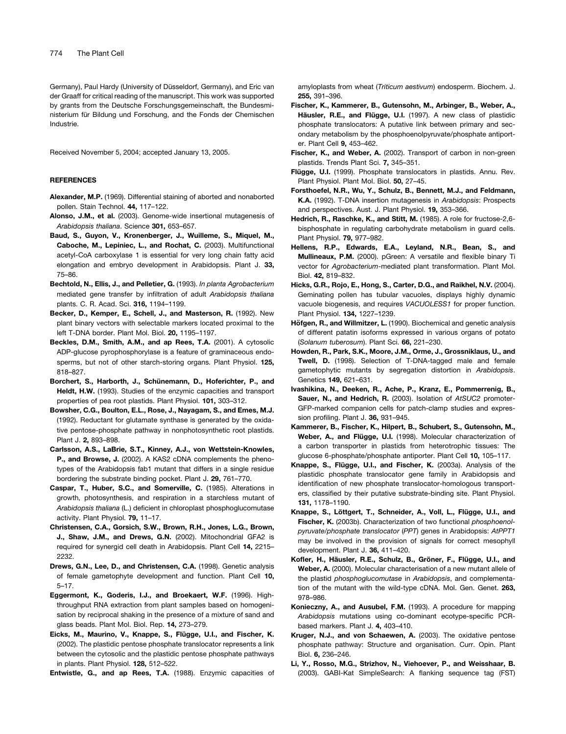Germany), Paul Hardy (University of Düsseldorf, Germany), and Eric van der Graaff for critical reading of the manuscript. This work was supported by grants from the Deutsche Forschungsgemeinschaft, the Bundesministerium für Bildung und Forschung, and the Fonds der Chemischen Industrie.

Received November 5, 2004; accepted January 13, 2005.

## REFERENCES

**Alexander, M.P.** (1969). Differential staining of aborted and nonaborted pollen. Stain Technol. **44,** 117–122.

**Alonso, J.M., et al.** (2003). Genome-wide insertional mutagenesis of *Arabidopsis thaliana*. Science **301,** 653–657.

**Baud, S., Guyon, V., Kronenberger, J., Wuilleme, S., Miquel, M., Caboche, M., Lepiniec, L., and Rochat, C.** (2003). Multifunctional acetyl-CoA carboxylase 1 is essential for very long chain fatty acid elongation and embryo development in Arabidopsis. Plant J. **33,** 75–86.

**Bechtold, N., Ellis, J., and Pelletier, G.** (1993). *In planta Agrobacterium* mediated gene transfer by infiltration of adult *Arabidopsis thaliana* plants. C. R. Acad. Sci. **316,** 1194–1199.

**Becker, D., Kemper, E., Schell, J., and Masterson, R.** (1992). New plant binary vectors with selectable markers located proximal to the left T-DNA border. Plant Mol. Biol. **20,** 1195–1197.

**Beckles, D.M., Smith, A.M., and ap Rees, T.A.** (2001). A cytosolic ADP-glucose pyrophosphorylase is a feature of graminaceous endosperms, but not of other starch-storing organs. Plant Physiol. **125,** 818–827.

**Borchert, S., Harborth, J., Schünemann, D., Hoferichter, P., and Heldt, H.W.** (1993). Studies of the enzymic capacities and transport properties of pea root plastids. Plant Physiol. **101,** 303–312.

**Bowsher, C.G., Boulton, E.L., Rose, J., Nayagam, S., and Emes, M.J.** (1992). Reductant for glutamate synthase is generated by the oxidative pentose-phosphate pathway in nonphotosynthetic root plastids. Plant J. **2,** 893–898.

**Carlsson, A.S., LaBrie, S.T., Kinney, A.J., von Wettstein-Knowles, P., and Browse, J.** (2002). A KAS2 cDNA complements the phenotypes of the Arabidopsis fab1 mutant that differs in a single residue bordering the substrate binding pocket. Plant J. **29,** 761–770.

**Caspar, T., Huber, S.C., and Somerville, C.** (1985). Alterations in growth, photosynthesis, and respiration in a starchless mutant of *Arabidopsis thaliana* (L.) deficient in chloroplast phosphoglucomutase activity. Plant Physiol. **79,** 11–17.

**Christensen, C.A., Gorsich, S.W., Brown, R.H., Jones, L.G., Brown, J., Shaw, J.M., and Drews, G.N.** (2002). Mitochondrial GFA2 is required for synergid cell death in Arabidopsis. Plant Cell **14,** 2215–2232.

**Drews, G.N., Lee, D., and Christensen, C.A.** (1998). Genetic analysis of female gametophyte development and function. Plant Cell **10,** 5–17.

**Eggermont, K., Goderis, I.J., and Broekaert, W.F.** (1996). High-throughput RNA extraction from plant samples based on homogenisation by reciprocal shaking in the presence of a mixture of sand and glass beads. Plant Mol. Biol. Rep. **14,** 273–279.

**Eicks, M., Maurino, V., Knappe, S., Flügge, U.I., and Fischer, K.** (2002). The plastidic pentose phosphate translocator represents a link between the cytosolic and the plastidic pentose phosphate pathways in plants. Plant Physiol. **128,** 512–522.

**Entwistle, G., and ap Rees, T.A.** (1988). Enzymic capacities of amyloplasts from wheat (*Triticum aestivum*) endosperm. Biochem. J. **255,** 391–396.

**Fischer, K., Kammerer, B., Gutensohn, M., Arbinger, B., Weber, A., Häusler, R.E., and Flügge, U.I.** (1997). A new class of plastidic phosphate translocators: A putative link between primary and secondary metabolism by the phosphoenolpyruvate/phosphate antiporter. Plant Cell **9,** 453–462.

**Fischer, K., and Weber, A.** (2002). Transport of carbon in non-green plastids. Trends Plant Sci. **7,** 345–351.

**Flügge, U.I.** (1999). Phosphate translocators in plastids. Annu. Rev. Plant Physiol. Plant Mol. Biol. **50,** 27–45.

**Forsthoefel, N.R., Wu, Y., Schulz, B., Bennett, M.J., and Feldmann, K.A.** (1992). T-DNA insertion mutagenesis in *Arabidopsis*: Prospects and perspectives. Aust. J. Plant Physiol. **19,** 353–366.

**Hedrich, R., Raschke, K., and Stitt, M.** (1985). A role for fructose-2,6-bisphosphate in regulating carbohydrate metabolism in guard cells. Plant Physiol. **79,** 977–982.

**Hellens, R.P., Edwards, E.A., Leyland, N.R., Bean, S., and Mullineaux, P.M.** (2000). pGreen: A versatile and flexible binary Ti vector for *Agrobacterium*-mediated plant transformation. Plant Mol. Biol. **42,** 819–832.

**Hicks, G.R., Rojo, E., Hong, S., Carter, D.G., and Raikhel, N.V.** (2004). Geminating pollen has tubular vacuoles, displays highly dynamic vacuole biogenesis, and requires *VACUOLESS1* for proper function. Plant Physiol. **134,** 1227–1239.

**Höfgen, R., and Willmitzer, L.** (1990). Biochemical and genetic analysis of different patatin isoforms expressed in various organs of potato (*Solanum tuberosum*). Plant Sci. **66,** 221–230.

**Howden, R., Park, S.K., Moore, J.M., Orme, J., Grossniklaus, U., and Twell, D.** (1998). Selection of T-DNA-tagged male and female gametophytic mutants by segregation distortion in *Arabidopsis*. Genetics **149,** 621–631.

**Ivashikina, N., Deeken, R., Ache, P., Kranz, E., Pommerrenig, B., Sauer, N., and Hedrich, R.** (2003). Isolation of *AtSUC2* promoter-GFP-marked companion cells for patch-clamp studies and expression profiling. Plant J. **36,** 931–945.

**Kammerer, B., Fischer, K., Hilpert, B., Schubert, S., Gutensohn, M., Weber, A., and Flügge, U.I.** (1998). Molecular characterization of a carbon transporter in plastids from heterotrophic tissues: The glucose 6-phosphate/phosphate antiporter. Plant Cell **10,** 105–117.

**Knappe, S., Flügge, U.I., and Fischer, K.** (2003a). Analysis of the plastidic phosphate translocator gene family in Arabidopsis and identification of new phosphate translocator-homologous transporters, classified by their putative substrate-binding site. Plant Physiol. **131,** 1178–1190.

**Knappe, S., Löttgert, T., Schneider, A., Voll, L., Flügge, U.I., and Fischer, K.** (2003b). Characterization of two functional *phosphoenolpyruvate/phosphate translocator* (*PPT*) genes in Arabidopsis: *AtPPT1* may be involved in the provision of signals for correct mesophyll development. Plant J. **36,** 411–420.

**Kofler, H., Häusler, R.E., Schulz, B., Gröner, F., Flügge, U.I., and Weber, A.** (2000). Molecular characterisation of a new mutant allele of the plastid *phosphoglucomutase* in *Arabidopsis*, and complementation of the mutant with the wild-type cDNA. Mol. Gen. Genet. **263,** 978–986.

**Konieczny, A., and Ausubel, F.M.** (1993). A procedure for mapping *Arabidopsis* mutations using co-dominant ecotype-specific PCR-based markers. Plant J. **4,** 403–410.

**Kruger, N.J., and von Schaewen, A.** (2003). The oxidative pentose phosphate pathway: Structure and organisation. Curr. Opin. Plant Biol. **6,** 236–246.

**Li, Y., Rosso, M.G., Strizhov, N., Viehoever, P., and Weisshaar, B.** (2003). GABI-Kat SimpleSearch: A flanking sequence tag (FST)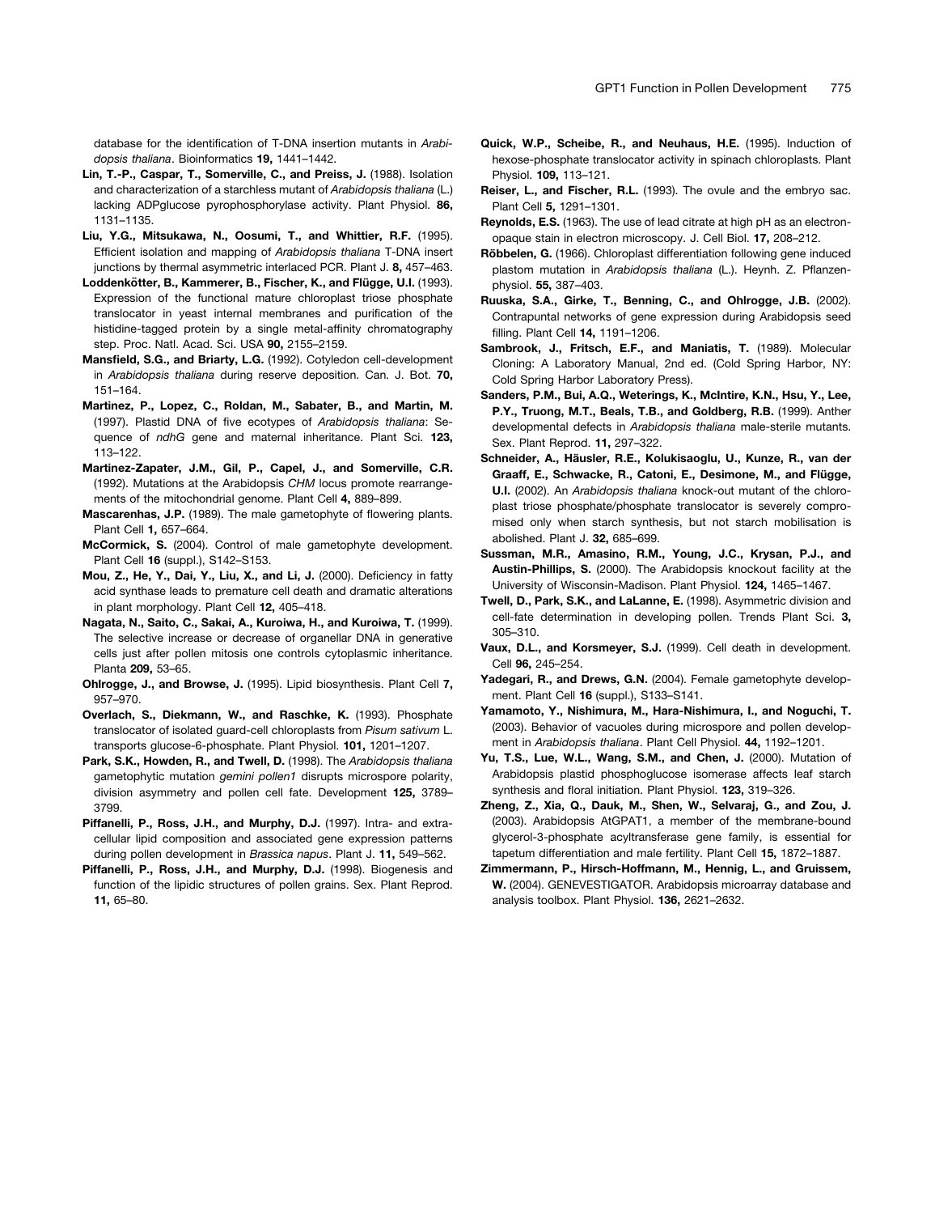database for the identification of T-DNA insertion mutants in *Arabidopsis thaliana*. Bioinformatics **19,** 1441–1442.

**Lin, T.-P., Caspar, T., Somerville, C., and Preiss, J.** (1988). Isolation and characterization of a starchless mutant of *Arabidopsis thaliana* (L.) lacking ADPglucose pyrophosphorylase activity. Plant Physiol. **86,** 1131–1135.

**Liu, Y.G., Mitsukawa, N., Oosumi, T., and Whittier, R.F.** (1995). Efficient isolation and mapping of *Arabidopsis thaliana* T-DNA insert junctions by thermal asymmetric interlaced PCR. Plant J. **8,** 457–463.

**Loddenkötter, B., Kammerer, B., Fischer, K., and Flügge, U.I.** (1993). Expression of the functional mature chloroplast triose phosphate translocator in yeast internal membranes and purification of the histidine-tagged protein by a single metal-affinity chromatography step. Proc. Natl. Acad. Sci. USA **90,** 2155–2159.

**Mansfield, S.G., and Briarty, L.G.** (1992). Cotyledon cell-development in *Arabidopsis thaliana* during reserve deposition. Can. J. Bot. **70,** 151–164.

**Martinez, P., Lopez, C., Roldan, M., Sabater, B., and Martin, M.** (1997). Plastid DNA of five ecotypes of *Arabidopsis thaliana*: Sequence of *ndhG* gene and maternal inheritance. Plant Sci. **123,** 113–122.

**Martinez-Zapater, J.M., Gil, P., Capel, J., and Somerville, C.R.** (1992). Mutations at the Arabidopsis *CHM* locus promote rearrangements of the mitochondrial genome. Plant Cell **4,** 889–899.

**Mascarenhas, J.P.** (1989). The male gametophyte of flowering plants. Plant Cell **1,** 657–664.

**McCormick, S.** (2004). Control of male gametophyte development. Plant Cell **16** (suppl.), S142–S153.

**Mou, Z., He, Y., Dai, Y., Liu, X., and Li, J.** (2000). Deficiency in fatty acid synthase leads to premature cell death and dramatic alterations in plant morphology. Plant Cell **12,** 405–418.

**Nagata, N., Saito, C., Sakai, A., Kuroiwa, H., and Kuroiwa, T.** (1999). The selective increase or decrease of organellar DNA in generative cells just after pollen mitosis one controls cytoplasmic inheritance. Planta **209,** 53–65.

**Ohlrogge, J., and Browse, J.** (1995). Lipid biosynthesis. Plant Cell **7,** 957–970.

**Overlach, S., Diekmann, W., and Raschke, K.** (1993). Phosphate translocator of isolated guard-cell chloroplasts from *Pisum sativum* L. transports glucose-6-phosphate. Plant Physiol. **101,** 1201–1207.

**Park, S.K., Howden, R., and Twell, D.** (1998). The *Arabidopsis thaliana* gametophytic mutation *gemini pollen1* disrupts microspore polarity, division asymmetry and pollen cell fate. Development **125,** 3789–3799.

**Piffanelli, P., Ross, J.H., and Murphy, D.J.** (1997). Intra- and extracellular lipid composition and associated gene expression patterns during pollen development in *Brassica napus*. Plant J. **11,** 549–562.

**Piffanelli, P., Ross, J.H., and Murphy, D.J.** (1998). Biogenesis and function of the lipidic structures of pollen grains. Sex. Plant Reprod. **11,** 65–80.

**Quick, W.P., Scheibe, R., and Neuhaus, H.E.** (1995). Induction of hexose-phosphate translocator activity in spinach chloroplasts. Plant Physiol. **109,** 113–121.

**Reiser, L., and Fischer, R.L.** (1993). The ovule and the embryo sac. Plant Cell **5,** 1291–1301.

**Reynolds, E.S.** (1963). The use of lead citrate at high pH as an electron-opaque stain in electron microscopy. J. Cell Biol. **17,** 208–212.

**Röbbelen, G.** (1966). Chloroplast differentiation following gene induced plastom mutation in *Arabidopsis thaliana* (L.). Heynh. Z. Pflanzenphysiol. **55,** 387–403.

**Ruuska, S.A., Girke, T., Benning, C., and Ohlrogge, J.B.** (2002). Contrapuntal networks of gene expression during Arabidopsis seed filling. Plant Cell **14,** 1191–1206.

**Sambrook, J., Fritsch, E.F., and Maniatis, T.** (1989). Molecular Cloning: A Laboratory Manual, 2nd ed. (Cold Spring Harbor, NY: Cold Spring Harbor Laboratory Press).

**Sanders, P.M., Bui, A.Q., Weterings, K., McIntire, K.N., Hsu, Y., Lee, P.Y., Truong, M.T., Beals, T.B., and Goldberg, R.B.** (1999). Anther developmental defects in *Arabidopsis thaliana* male-sterile mutants. Sex. Plant Reprod. **11,** 297–322.

**Schneider, A., Häusler, R.E., Kolukisaoglu, U., Kunze, R., van der Graaff, E., Schwacke, R., Catoni, E., Desimone, M., and Flügge, U.I.** (2002). An *Arabidopsis thaliana* knock-out mutant of the chloroplast triose phosphate/phosphate translocator is severely compromised only when starch synthesis, but not starch mobilisation is abolished. Plant J. **32,** 685–699.

**Sussman, M.R., Amasino, R.M., Young, J.C., Krysan, P.J., and Austin-Phillips, S.** (2000). The Arabidopsis knockout facility at the University of Wisconsin-Madison. Plant Physiol. **124,** 1465–1467.

**Twell, D., Park, S.K., and LaLanne, E.** (1998). Asymmetric division and cell-fate determination in developing pollen. Trends Plant Sci. **3,** 305–310.

**Vaux, D.L., and Korsmeyer, S.J.** (1999). Cell death in development. Cell **96,** 245–254.

**Yadegari, R., and Drews, G.N.** (2004). Female gametophyte development. Plant Cell **16** (suppl.), S133–S141.

**Yamamoto, Y., Nishimura, M., Hara-Nishimura, I., and Noguchi, T.** (2003). Behavior of vacuoles during microspore and pollen development in *Arabidopsis thaliana*. Plant Cell Physiol. **44,** 1192–1201.

**Yu, T.S., Lue, W.L., Wang, S.M., and Chen, J.** (2000). Mutation of Arabidopsis plastid phosphoglucose isomerase affects leaf starch synthesis and floral initiation. Plant Physiol. **123,** 319–326.

**Zheng, Z., Xia, Q., Dauk, M., Shen, W., Selvaraj, G., and Zou, J.** (2003). Arabidopsis AtGPAT1, a member of the membrane-bound glycerol-3-phosphate acyltransferase gene family, is essential for tapetum differentiation and male fertility. Plant Cell **15,** 1872–1887.

**Zimmermann, P., Hirsch-Hoffmann, M., Hennig, L., and Gruissem, W.** (2004). GENEVESTIGATOR. Arabidopsis microarray database and analysis toolbox. Plant Physiol. **136,** 2621–2632.